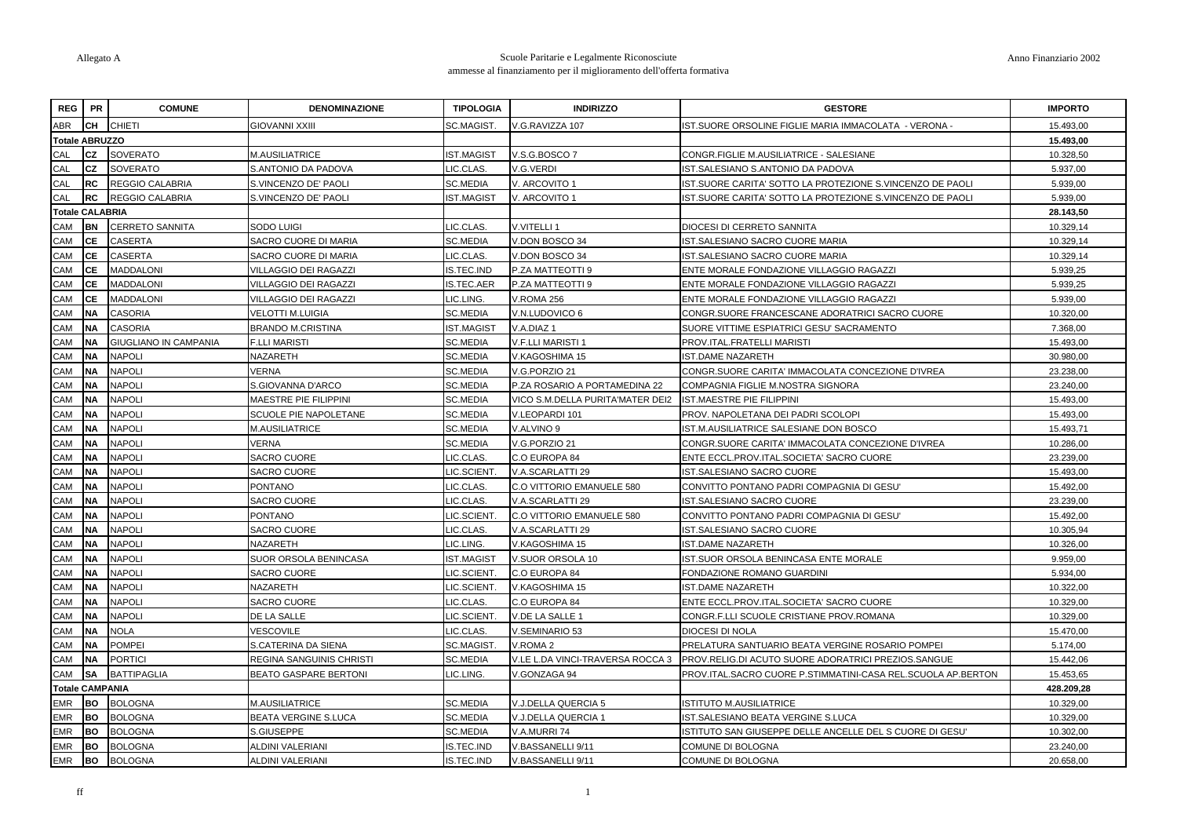Allegato A

Scuole Paritarie e Legalmente Riconosciute
ammesse al finanziamento per il miglioramento dell'offerta formativa

Anno Finanziario 2002

| REG | PR | COMUNE | DENOMINAZIONE | TIPOLOGIA | INDIRIZZO | GESTORE | IMPORTO |
|---|---|---|---|---|---|---|---|
| ABR | CH | CHIETI | GIOVANNI XXIII | SC.MAGIST. | V.G.RAVIZZA 107 | IST.SUORE ORSOLINE FIGLIE MARIA IMMACOLATA - VERONA - | 15.493,00 |
| Totale ABRUZZO | | | | | | | 15.493,00 |
| CAL | CZ | SOVERATO | M.AUSILIATRICE | IST.MAGIST | V.S.G.BOSCO 7 | CONGR.FIGLIE M.AUSILIATRICE - SALESIANE | 10.328,50 |
| CAL | CZ | SOVERATO | S.ANTONIO DA PADOVA | LIC.CLAS. | V.G.VERDI | IST.SALESIANO S.ANTONIO DA PADOVA | 5.937,00 |
| CAL | RC | REGGIO CALABRIA | S.VINCENZO DE' PAOLI | SC.MEDIA | V. ARCOVITO 1 | IST.SUORE CARITA' SOTTO LA PROTEZIONE S.VINCENZO DE PAOLI | 5.939,00 |
| CAL | RC | REGGIO CALABRIA | S.VINCENZO DE' PAOLI | IST.MAGIST | V. ARCOVITO 1 | IST.SUORE CARITA' SOTTO LA PROTEZIONE S.VINCENZO DE PAOLI | 5.939,00 |
| Totale CALABRIA | | | | | | | 28.143,50 |
| CAM | BN | CERRETO SANNITA | SODO LUIGI | LIC.CLAS. | V.VITELLI 1 | DIOCESI DI CERRETO SANNITA | 10.329,14 |
| CAM | CE | CASERTA | SACRO CUORE DI MARIA | SC.MEDIA | V.DON BOSCO 34 | IST.SALESIANO SACRO CUORE MARIA | 10.329,14 |
| CAM | CE | CASERTA | SACRO CUORE DI MARIA | LIC.CLAS. | V.DON BOSCO 34 | IST.SALESIANO SACRO CUORE MARIA | 10.329,14 |
| CAM | CE | MADDALONI | VILLAGGIO DEI RAGAZZI | IS.TEC.IND | P.ZA MATTEOTTI 9 | ENTE MORALE FONDAZIONE VILLAGGIO RAGAZZI | 5.939,25 |
| CAM | CE | MADDALONI | VILLAGGIO DEI RAGAZZI | IS.TEC.AER | P.ZA MATTEOTTI 9 | ENTE MORALE FONDAZIONE VILLAGGIO RAGAZZI | 5.939,25 |
| CAM | CE | MADDALONI | VILLAGGIO DEI RAGAZZI | LIC.LING. | V.ROMA 256 | ENTE MORALE FONDAZIONE VILLAGGIO RAGAZZI | 5.939,00 |
| CAM | NA | CASORIA | VELOTTI M.LUIGIA | SC.MEDIA | V.N.LUDOVICO 6 | CONGR.SUORE FRANCESCANE ADORATRICI SACRO CUORE | 10.320,00 |
| CAM | NA | CASORIA | BRANDO M.CRISTINA | IST.MAGIST | V.A.DIAZ 1 | SUORE VITTIME ESPIATRICI GESU' SACRAMENTO | 7.368,00 |
| CAM | NA | GIUGLIANO IN CAMPANIA | F.LLI MARISTI | SC.MEDIA | V.F.LLI MARISTI 1 | PROV.ITAL.FRATELLI MARISTI | 15.493,00 |
| CAM | NA | NAPOLI | NAZARETH | SC.MEDIA | V.KAGOSHIMA 15 | IST.DAME NAZARETH | 30.980,00 |
| CAM | NA | NAPOLI | VERNA | SC.MEDIA | V.G.PORZIO 21 | CONGR.SUORE CARITA' IMMACOLATA CONCEZIONE D'IVREA | 23.238,00 |
| CAM | NA | NAPOLI | S.GIOVANNA D'ARCO | SC.MEDIA | P.ZA ROSARIO A PORTAMEDINA 22 | COMPAGNIA FIGLIE M.NOSTRA SIGNORA | 23.240,00 |
| CAM | NA | NAPOLI | MAESTRE PIE FILIPPINI | SC.MEDIA | VICO S.M.DELLA PURITA'MATER DEI2 | IST.MAESTRE PIE FILIPPINI | 15.493,00 |
| CAM | NA | NAPOLI | SCUOLE PIE NAPOLETANE | SC.MEDIA | V.LEOPARDI 101 | PROV. NAPOLETANA DEI PADRI SCOLOPI | 15.493,00 |
| CAM | NA | NAPOLI | M.AUSILIATRICE | SC.MEDIA | V.ALVINO 9 | IST.M.AUSILIATRICE SALESIANE DON BOSCO | 15.493,71 |
| CAM | NA | NAPOLI | VERNA | SC.MEDIA | V.G.PORZIO 21 | CONGR.SUORE CARITA' IMMACOLATA CONCEZIONE D'IVREA | 10.286,00 |
| CAM | NA | NAPOLI | SACRO CUORE | LIC.CLAS. | C.O EUROPA 84 | ENTE ECCL.PROV.ITAL.SOCIETA' SACRO CUORE | 23.239,00 |
| CAM | NA | NAPOLI | SACRO CUORE | LIC.SCIENT. | V.A.SCARLATTI 29 | IST.SALESIANO SACRO CUORE | 15.493,00 |
| CAM | NA | NAPOLI | PONTANO | LIC.CLAS. | C.O VITTORIO EMANUELE 580 | CONVITTO PONTANO PADRI COMPAGNIA DI GESU' | 15.492,00 |
| CAM | NA | NAPOLI | SACRO CUORE | LIC.CLAS. | V.A.SCARLATTI 29 | IST.SALESIANO SACRO CUORE | 23.239,00 |
| CAM | NA | NAPOLI | PONTANO | LIC.SCIENT. | C.O VITTORIO EMANUELE 580 | CONVITTO PONTANO PADRI COMPAGNIA DI GESU' | 15.492,00 |
| CAM | NA | NAPOLI | SACRO CUORE | LIC.CLAS. | V.A.SCARLATTI 29 | IST.SALESIANO SACRO CUORE | 10.305,94 |
| CAM | NA | NAPOLI | NAZARETH | LIC.LING. | V.KAGOSHIMA 15 | IST.DAME NAZARETH | 10.326,00 |
| CAM | NA | NAPOLI | SUOR ORSOLA BENINCASA | IST.MAGIST | V.SUOR ORSOLA 10 | IST.SUOR ORSOLA BENINCASA ENTE MORALE | 9.959,00 |
| CAM | NA | NAPOLI | SACRO CUORE | LIC.SCIENT. | C.O EUROPA 84 | FONDAZIONE ROMANO GUARDINI | 5.934,00 |
| CAM | NA | NAPOLI | NAZARETH | LIC.SCIENT. | V.KAGOSHIMA 15 | IST.DAME NAZARETH | 10.322,00 |
| CAM | NA | NAPOLI | SACRO CUORE | LIC.CLAS. | C.O EUROPA 84 | ENTE ECCL.PROV.ITAL.SOCIETA' SACRO CUORE | 10.329,00 |
| CAM | NA | NAPOLI | DE LA SALLE | LIC.SCIENT. | V.DE LA SALLE 1 | CONGR.F.LLI SCUOLE CRISTIANE PROV.ROMANA | 10.329,00 |
| CAM | NA | NOLA | VESCOVILE | LIC.CLAS. | V.SEMINARIO 53 | DIOCESI DI NOLA | 15.470,00 |
| CAM | NA | POMPEI | S.CATERINA DA SIENA | SC.MAGIST. | V.ROMA 2 | PRELATURA SANTUARIO BEATA VERGINE ROSARIO POMPEI | 5.174,00 |
| CAM | NA | PORTICI | REGINA SANGUINIS CHRISTI | SC.MEDIA | V.LE L.DA VINCI-TRAVERSA ROCCA 3 | PROV.RELIG.DI ACUTO SUORE ADORATRICI PREZIOS.SANGUE | 15.442,06 |
| CAM | SA | BATTIPAGLIA | BEATO GASPARE BERTONI | LIC.LING. | V.GONZAGA 94 | PROV.ITAL.SACRO CUORE P.STIMMATINI-CASA REL.SCUOLA AP.BERTON | 15.453,65 |
| Totale CAMPANIA | | | | | | | 428.209,28 |
| EMR | BO | BOLOGNA | M.AUSILIATRICE | SC.MEDIA | V.J.DELLA QUERCIA 5 | ISTITUTO M.AUSILIATRICE | 10.329,00 |
| EMR | BO | BOLOGNA | BEATA VERGINE S.LUCA | SC.MEDIA | V.J.DELLA QUERCIA 1 | IST.SALESIANO BEATA VERGINE S.LUCA | 10.329,00 |
| EMR | BO | BOLOGNA | S.GIUSEPPE | SC.MEDIA | V.A.MURRI 74 | ISTITUTO SAN GIUSEPPE DELLE ANCELLE DEL S CUORE DI GESU' | 10.302,00 |
| EMR | BO | BOLOGNA | ALDINI VALERIANI | IS.TEC.IND | V.BASSANELLI 9/11 | COMUNE DI BOLOGNA | 23.240,00 |
| EMR | BO | BOLOGNA | ALDINI VALERIANI | IS.TEC.IND | V.BASSANELLI 9/11 | COMUNE DI BOLOGNA | 20.658,00 |

ff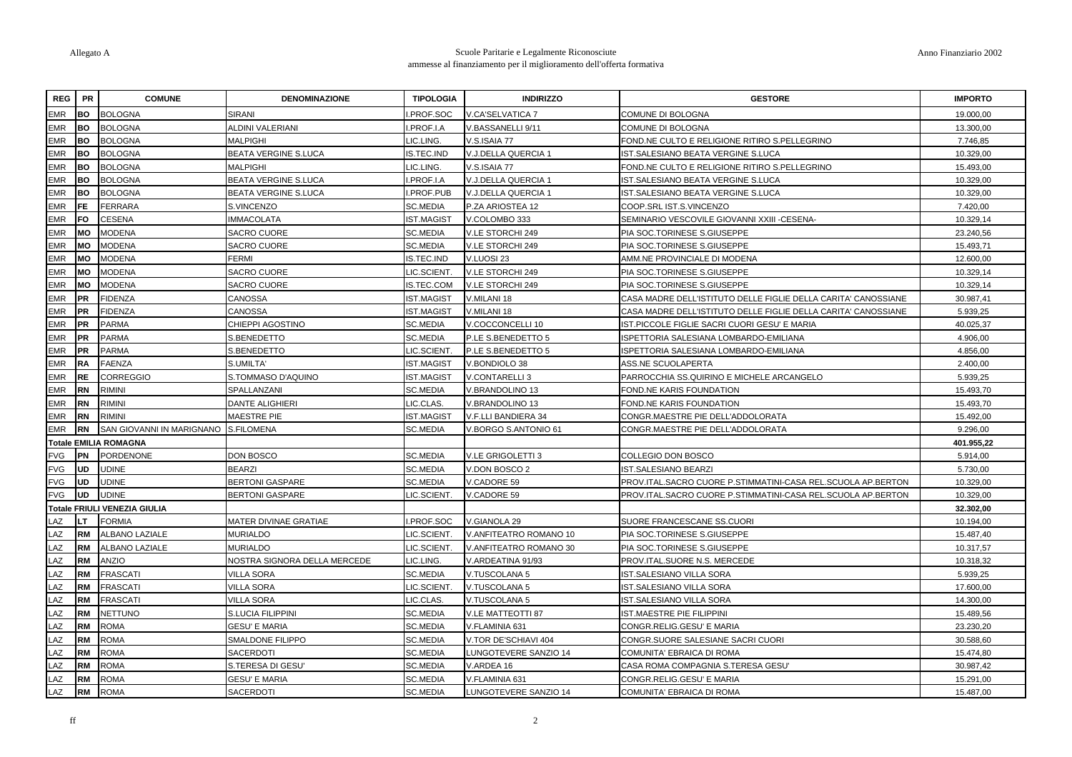Allegato A

Scuole Paritarie e Legalmente Riconosciute
ammesse al finanziamento per il miglioramento dell'offerta formativa

Anno Finanziario 2002

| REG | PR | COMUNE | DENOMINAZIONE | TIPOLOGIA | INDIRIZZO | GESTORE | IMPORTO |
|---|---|---|---|---|---|---|---|
| EMR | BO | BOLOGNA | SIRANI | I.PROF.SOC | V.CA'SELVATICA 7 | COMUNE DI BOLOGNA | 19.000,00 |
| EMR | BO | BOLOGNA | ALDINI VALERIANI | I.PROF.I.A | V.BASSANELLI 9/11 | COMUNE DI BOLOGNA | 13.300,00 |
| EMR | BO | BOLOGNA | MALPIGHI | LIC.LING. | V.S.ISAIA 77 | FOND.NE CULTO E RELIGIONE RITIRO S.PELLEGRINO | 7.746,85 |
| EMR | BO | BOLOGNA | BEATA VERGINE S.LUCA | IS.TEC.IND | V.J.DELLA QUERCIA 1 | IST.SALESIANO BEATA VERGINE S.LUCA | 10.329,00 |
| EMR | BO | BOLOGNA | MALPIGHI | LIC.LING. | V.S.ISAIA 77 | FOND.NE CULTO E RELIGIONE RITIRO S.PELLEGRINO | 15.493,00 |
| EMR | BO | BOLOGNA | BEATA VERGINE S.LUCA | I.PROF.I.A | V.J.DELLA QUERCIA 1 | IST.SALESIANO BEATA VERGINE S.LUCA | 10.329,00 |
| EMR | BO | BOLOGNA | BEATA VERGINE S.LUCA | I.PROF.PUB | V.J.DELLA QUERCIA 1 | IST.SALESIANO BEATA VERGINE S.LUCA | 10.329,00 |
| EMR | FE | FERRARA | S.VINCENZO | SC.MEDIA | P.ZA ARIOSTEA 12 | COOP.SRL IST.S.VINCENZO | 7.420,00 |
| EMR | FO | CESENA | IMMACOLATA | IST.MAGIST | V.COLOMBO 333 | SEMINARIO VESCOVILE GIOVANNI XXIII -CESENA- | 10.329,14 |
| EMR | MO | MODENA | SACRO CUORE | SC.MEDIA | V.LE STORCHI 249 | PIA SOC.TORINESE S.GIUSEPPE | 23.240,56 |
| EMR | MO | MODENA | SACRO CUORE | SC.MEDIA | V.LE STORCHI 249 | PIA SOC.TORINESE S.GIUSEPPE | 15.493,71 |
| EMR | MO | MODENA | FERMI | IS.TEC.IND | V.LUOSI 23 | AMM.NE PROVINCIALE DI MODENA | 12.600,00 |
| EMR | MO | MODENA | SACRO CUORE | LIC.SCIENT. | V.LE STORCHI 249 | PIA SOC.TORINESE S.GIUSEPPE | 10.329,14 |
| EMR | MO | MODENA | SACRO CUORE | IS.TEC.COM | V.LE STORCHI 249 | PIA SOC.TORINESE S.GIUSEPPE | 10.329,14 |
| EMR | PR | FIDENZA | CANOSSA | IST.MAGIST | V.MILANI 18 | CASA MADRE DELL'ISTITUTO DELLE FIGLIE DELLA CARITA' CANOSSIANE | 30.987,41 |
| EMR | PR | FIDENZA | CANOSSA | IST.MAGIST | V.MILANI 18 | CASA MADRE DELL'ISTITUTO DELLE FIGLIE DELLA CARITA' CANOSSIANE | 5.939,25 |
| EMR | PR | PARMA | CHIEPPI AGOSTINO | SC.MEDIA | V.COCCONCELLI 10 | IST.PICCOLE FIGLIE SACRI CUORI GESU' E MARIA | 40.025,37 |
| EMR | PR | PARMA | S.BENEDETTO | SC.MEDIA | P.LE S.BENEDETTO 5 | ISPETTORIA SALESIANA LOMBARDO-EMILIANA | 4.906,00 |
| EMR | PR | PARMA | S.BENEDETTO | LIC.SCIENT. | P.LE S.BENEDETTO 5 | ISPETTORIA SALESIANA LOMBARDO-EMILIANA | 4.856,00 |
| EMR | RA | FAENZA | S.UMILTA' | IST.MAGIST | V.BONDIOLO 38 | ASS.NE SCUOLAPERTA | 2.400,00 |
| EMR | RE | CORREGGIO | S.TOMMASO D'AQUINO | IST.MAGIST | V.CONTARELLI 3 | PARROCCHIA SS.QUIRINO E MICHELE ARCANGELO | 5.939,25 |
| EMR | RN | RIMINI | SPALLANZANI | SC.MEDIA | V.BRANDOLINO 13 | FOND.NE KARIS FOUNDATION | 15.493,70 |
| EMR | RN | RIMINI | DANTE ALIGHIERI | LIC.CLAS. | V.BRANDOLINO 13 | FOND.NE KARIS FOUNDATION | 15.493,70 |
| EMR | RN | RIMINI | MAESTRE PIE | IST.MAGIST | V.F.LLI BANDIERA 34 | CONGR.MAESTRE PIE DELL'ADDOLORATA | 15.492,00 |
| EMR | RN | SAN GIOVANNI IN MARIGNANO | S.FILOMENA | SC.MEDIA | V.BORGO S.ANTONIO 61 | CONGR.MAESTRE PIE DELL'ADDOLORATA | 9.296,00 |
| **Totale EMILIA ROMAGNA** | | | | | | | **401.955,22** |
| FVG | PN | PORDENONE | DON BOSCO | SC.MEDIA | V.LE GRIGOLETTI 3 | COLLEGIO DON BOSCO | 5.914,00 |
| FVG | UD | UDINE | BEARZI | SC.MEDIA | V.DON BOSCO 2 | IST.SALESIANO BEARZI | 5.730,00 |
| FVG | UD | UDINE | BERTONI GASPARE | SC.MEDIA | V.CADORE 59 | PROV.ITAL.SACRO CUORE P.STIMMATINI-CASA REL.SCUOLA AP.BERTON | 10.329,00 |
| FVG | UD | UDINE | BERTONI GASPARE | LIC.SCIENT. | V.CADORE 59 | PROV.ITAL.SACRO CUORE P.STIMMATINI-CASA REL.SCUOLA AP.BERTON | 10.329,00 |
| **Totale FRIULI VENEZIA GIULIA** | | | | | | | **32.302,00** |
| LAZ | LT | FORMIA | MATER DIVINAE GRATIAE | I.PROF.SOC | V.GIANOLA 29 | SUORE FRANCESCANE SS.CUORI | 10.194,00 |
| LAZ | RM | ALBANO LAZIALE | MURIALDO | LIC.SCIENT. | V.ANFITEATRO ROMANO 10 | PIA SOC.TORINESE S.GIUSEPPE | 15.487,40 |
| LAZ | RM | ALBANO LAZIALE | MURIALDO | LIC.SCIENT. | V.ANFITEATRO ROMANO 30 | PIA SOC.TORINESE S.GIUSEPPE | 10.317,57 |
| LAZ | RM | ANZIO | NOSTRA SIGNORA DELLA MERCEDE | LIC.LING. | V.ARDEATINA 91/93 | PROV.ITAL.SUORE N.S. MERCEDE | 10.318,32 |
| LAZ | RM | FRASCATI | VILLA SORA | SC.MEDIA | V.TUSCOLANA 5 | IST.SALESIANO VILLA SORA | 5.939,25 |
| LAZ | RM | FRASCATI | VILLA SORA | LIC.SCIENT. | V.TUSCOLANA 5 | IST.SALESIANO VILLA SORA | 17.600,00 |
| LAZ | RM | FRASCATI | VILLA SORA | LIC.CLAS. | V.TUSCOLANA 5 | IST.SALESIANO VILLA SORA | 14.300,00 |
| LAZ | RM | NETTUNO | S.LUCIA FILIPPINI | SC.MEDIA | V.LE MATTEOTTI 87 | IST.MAESTRE PIE FILIPPINI | 15.489,56 |
| LAZ | RM | ROMA | GESU' E MARIA | SC.MEDIA | V.FLAMINIA 631 | CONGR.RELIG.GESU' E MARIA | 23.230,20 |
| LAZ | RM | ROMA | SMALDONE FILIPPO | SC.MEDIA | V.TOR DE'SCHIAVI 404 | CONGR.SUORE SALESIANE SACRI CUORI | 30.588,60 |
| LAZ | RM | ROMA | SACERDOTI | SC.MEDIA | LUNGOTEVERE SANZIO 14 | COMUNITA' EBRAICA DI ROMA | 15.474,80 |
| LAZ | RM | ROMA | S.TERESA DI GESU' | SC.MEDIA | V.ARDEA 16 | CASA ROMA COMPAGNIA S.TERESA GESU' | 30.987,42 |
| LAZ | RM | ROMA | GESU' E MARIA | SC.MEDIA | V.FLAMINIA 631 | CONGR.RELIG.GESU' E MARIA | 15.291,00 |
| LAZ | RM | ROMA | SACERDOTI | SC.MEDIA | LUNGOTEVERE SANZIO 14 | COMUNITA' EBRAICA DI ROMA | 15.487,00 |

ff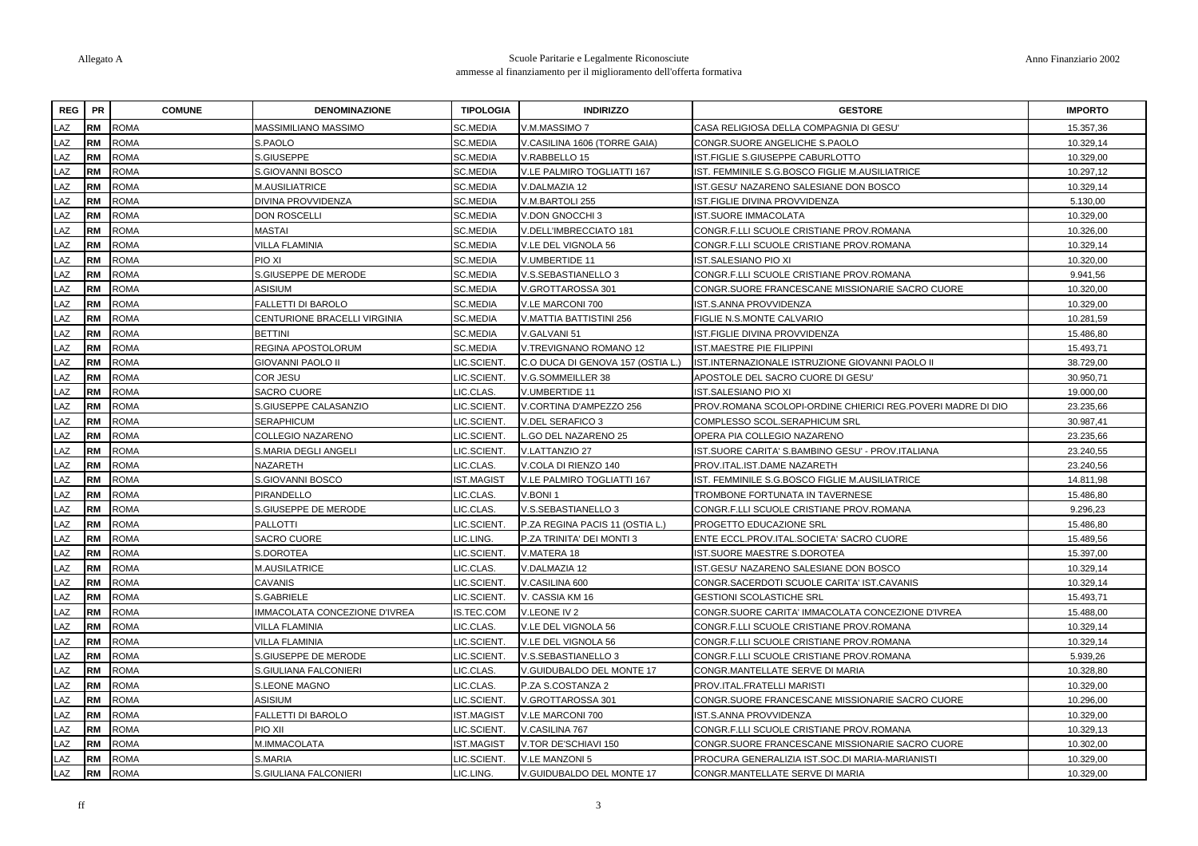Allegato A

Scuole Paritarie e Legalmente Riconosciute
ammesse al finanziamento per il miglioramento dell'offerta formativa

Anno Finanziario 2002

| REG | PR | COMUNE | DENOMINAZIONE | TIPOLOGIA | INDIRIZZO | GESTORE | IMPORTO |
|---|---|---|---|---|---|---|---|
| LAZ | RM | ROMA | MASSIMILIANO MASSIMO | SC.MEDIA | V.M.MASSIMO 7 | CASA RELIGIOSA DELLA COMPAGNIA DI GESU' | 15.357,36 |
| LAZ | RM | ROMA | S.PAOLO | SC.MEDIA | V.CASILINA 1606 (TORRE GAIA) | CONGR.SUORE ANGELICHE S.PAOLO | 10.329,14 |
| LAZ | RM | ROMA | S.GIUSEPPE | SC.MEDIA | V.RABBELLO 15 | IST.FIGLIE S.GIUSEPPE CABURLOTTO | 10.329,00 |
| LAZ | RM | ROMA | S.GIOVANNI BOSCO | SC.MEDIA | V.LE PALMIRO TOGLIATTI 167 | IST. FEMMINILE S.G.BOSCO FIGLIE M.AUSILIATRICE | 10.297,12 |
| LAZ | RM | ROMA | M.AUSILIATRICE | SC.MEDIA | V.DALMAZIA 12 | IST.GESU' NAZARENO SALESIANE DON BOSCO | 10.329,14 |
| LAZ | RM | ROMA | DIVINA PROVVIDENZA | SC.MEDIA | V.M.BARTOLI 255 | IST.FIGLIE DIVINA PROVVIDENZA | 5.130,00 |
| LAZ | RM | ROMA | DON ROSCELLI | SC.MEDIA | V.DON GNOCCHI 3 | IST.SUORE IMMACOLATA | 10.329,00 |
| LAZ | RM | ROMA | MASTAI | SC.MEDIA | V.DELL'IMBRECCIATO 181 | CONGR.F.LLI SCUOLE CRISTIANE PROV.ROMANA | 10.326,00 |
| LAZ | RM | ROMA | VILLA FLAMINIA | SC.MEDIA | V.LE DEL VIGNOLA 56 | CONGR.F.LLI SCUOLE CRISTIANE PROV.ROMANA | 10.329,14 |
| LAZ | RM | ROMA | PIO XI | SC.MEDIA | V.UMBERTIDE 11 | IST.SALESIANO PIO XI | 10.320,00 |
| LAZ | RM | ROMA | S.GIUSEPPE DE MERODE | SC.MEDIA | V.S.SEBASTIANELLO 3 | CONGR.F.LLI SCUOLE CRISTIANE PROV.ROMANA | 9.941,56 |
| LAZ | RM | ROMA | ASISIUM | SC.MEDIA | V.GROTTAROSSA 301 | CONGR.SUORE FRANCESCANE MISSIONARIE SACRO CUORE | 10.320,00 |
| LAZ | RM | ROMA | FALLETTI DI BAROLO | SC.MEDIA | V.LE MARCONI 700 | IST.S.ANNA PROVVIDENZA | 10.329,00 |
| LAZ | RM | ROMA | CENTURIONE BRACELLI VIRGINIA | SC.MEDIA | V.MATTIA BATTISTINI 256 | FIGLIE N.S.MONTE CALVARIO | 10.281,59 |
| LAZ | RM | ROMA | BETTINI | SC.MEDIA | V.GALVANI 51 | IST.FIGLIE DIVINA PROVVIDENZA | 15.486,80 |
| LAZ | RM | ROMA | REGINA APOSTOLORUM | SC.MEDIA | V.TREVIGNANO ROMANO 12 | IST.MAESTRE PIE FILIPPINI | 15.493,71 |
| LAZ | RM | ROMA | GIOVANNI PAOLO II | LIC.SCIENT. | C.O DUCA DI GENOVA 157 (OSTIA L.) | IST.INTERNAZIONALE ISTRUZIONE GIOVANNI PAOLO II | 38.729,00 |
| LAZ | RM | ROMA | COR JESU | LIC.SCIENT. | V.G.SOMMEILLER 38 | APOSTOLE DEL SACRO CUORE DI GESU' | 30.950,71 |
| LAZ | RM | ROMA | SACRO CUORE | LIC.CLAS. | V.UMBERTIDE 11 | IST.SALESIANO PIO XI | 19.000,00 |
| LAZ | RM | ROMA | S.GIUSEPPE CALASANZIO | LIC.SCIENT. | V.CORTINA D'AMPEZZO 256 | PROV.ROMANA SCOLOPI-ORDINE CHIERICI REG.POVERI MADRE DI DIO | 23.235,66 |
| LAZ | RM | ROMA | SERAPHICUM | LIC.SCIENT. | V.DEL SERAFICO 3 | COMPLESSO SCOL.SERAPHICUM SRL | 30.987,41 |
| LAZ | RM | ROMA | COLLEGIO NAZARENO | LIC.SCIENT. | L.GO DEL NAZARENO 25 | OPERA PIA COLLEGIO NAZARENO | 23.235,66 |
| LAZ | RM | ROMA | S.MARIA DEGLI ANGELI | LIC.SCIENT. | V.LATTANZIO 27 | IST.SUORE CARITA' S.BAMBINO GESU' - PROV.ITALIANA | 23.240,55 |
| LAZ | RM | ROMA | NAZARETH | LIC.CLAS. | V.COLA DI RIENZO 140 | PROV.ITAL.IST.DAME NAZARETH | 23.240,56 |
| LAZ | RM | ROMA | S.GIOVANNI BOSCO | IST.MAGIST | V.LE PALMIRO TOGLIATTI 167 | IST. FEMMINILE S.G.BOSCO FIGLIE M.AUSILIATRICE | 14.811,98 |
| LAZ | RM | ROMA | PIRANDELLO | LIC.CLAS. | V.BONI 1 | TROMBONE FORTUNATA IN TAVERNESE | 15.486,80 |
| LAZ | RM | ROMA | S.GIUSEPPE DE MERODE | LIC.CLAS. | V.S.SEBASTIANELLO 3 | CONGR.F.LLI SCUOLE CRISTIANE PROV.ROMANA | 9.296,23 |
| LAZ | RM | ROMA | PALLOTTI | LIC.SCIENT. | P.ZA REGINA PACIS 11 (OSTIA L.) | PROGETTO EDUCAZIONE SRL | 15.486,80 |
| LAZ | RM | ROMA | SACRO CUORE | LIC.LING. | P.ZA TRINITA' DEI MONTI 3 | ENTE ECCL.PROV.ITAL.SOCIETA' SACRO CUORE | 15.489,56 |
| LAZ | RM | ROMA | S.DOROTEA | LIC.SCIENT. | V.MATERA 18 | IST.SUORE MAESTRE S.DOROTEA | 15.397,00 |
| LAZ | RM | ROMA | M.AUSILATRICE | LIC.CLAS. | V.DALMAZIA 12 | IST.GESU' NAZARENO SALESIANE DON BOSCO | 10.329,14 |
| LAZ | RM | ROMA | CAVANIS | LIC.SCIENT. | V.CASILINA 600 | CONGR.SACERDOTI SCUOLE CARITA' IST.CAVANIS | 10.329,14 |
| LAZ | RM | ROMA | S.GABRIELE | LIC.SCIENT. | V. CASSIA KM 16 | GESTIONI SCOLASTICHE SRL | 15.493,71 |
| LAZ | RM | ROMA | IMMACOLATA CONCEZIONE D'IVREA | IS.TEC.COM | V.LEONE IV 2 | CONGR.SUORE CARITA' IMMACOLATA CONCEZIONE D'IVREA | 15.488,00 |
| LAZ | RM | ROMA | VILLA FLAMINIA | LIC.CLAS. | V.LE DEL VIGNOLA 56 | CONGR.F.LLI SCUOLE CRISTIANE PROV.ROMANA | 10.329,14 |
| LAZ | RM | ROMA | VILLA FLAMINIA | LIC.SCIENT. | V.LE DEL VIGNOLA 56 | CONGR.F.LLI SCUOLE CRISTIANE PROV.ROMANA | 10.329,14 |
| LAZ | RM | ROMA | S.GIUSEPPE DE MERODE | LIC.SCIENT. | V.S.SEBASTIANELLO 3 | CONGR.F.LLI SCUOLE CRISTIANE PROV.ROMANA | 5.939,26 |
| LAZ | RM | ROMA | S.GIULIANA FALCONIERI | LIC.CLAS. | V.GUIDUBALDO DEL MONTE 17 | CONGR.MANTELLATE SERVE DI MARIA | 10.328,80 |
| LAZ | RM | ROMA | S.LEONE MAGNO | LIC.CLAS. | P.ZA S.COSTANZA 2 | PROV.ITAL.FRATELLI MARISTI | 10.329,00 |
| LAZ | RM | ROMA | ASISIUM | LIC.SCIENT. | V.GROTTAROSSA 301 | CONGR.SUORE FRANCESCANE MISSIONARIE SACRO CUORE | 10.296,00 |
| LAZ | RM | ROMA | FALLETTI DI BAROLO | IST.MAGIST | V.LE MARCONI 700 | IST.S.ANNA PROVVIDENZA | 10.329,00 |
| LAZ | RM | ROMA | PIO XII | LIC.SCIENT. | V.CASILINA 767 | CONGR.F.LLI SCUOLE CRISTIANE PROV.ROMANA | 10.329,13 |
| LAZ | RM | ROMA | M.IMMACOLATA | IST.MAGIST | V.TOR DE'SCHIAVI 150 | CONGR.SUORE FRANCESCANE MISSIONARIE SACRO CUORE | 10.302,00 |
| LAZ | RM | ROMA | S.MARIA | LIC.SCIENT. | V.LE MANZONI 5 | PROCURA GENERALIZIA IST.SOC.DI MARIA-MARIANISTI | 10.329,00 |
| LAZ | RM | ROMA | S.GIULIANA FALCONIERI | LIC.LING. | V.GUIDUBALDO DEL MONTE 17 | CONGR.MANTELLATE SERVE DI MARIA | 10.329,00 |

ff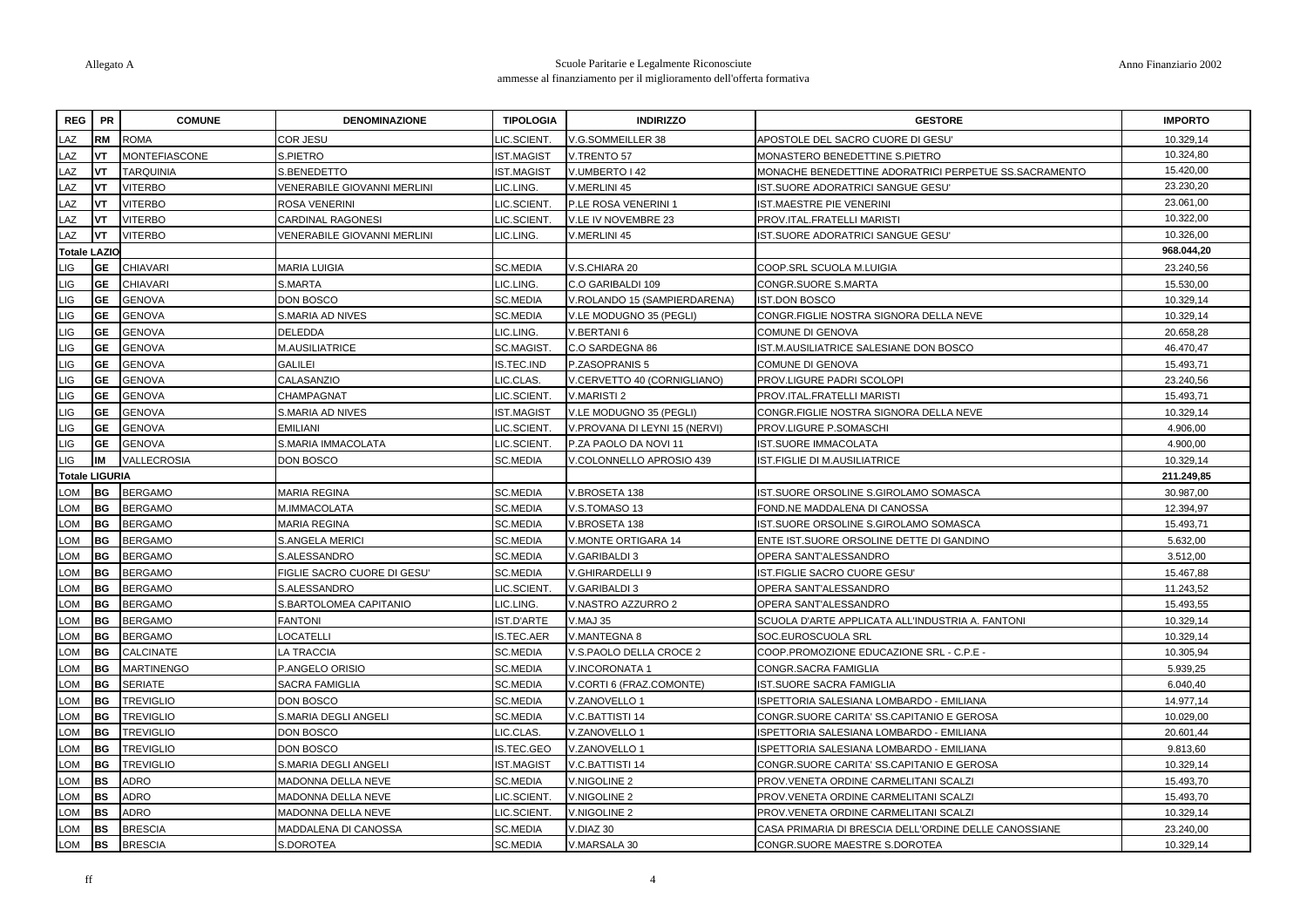| REG | PR | COMUNE | DENOMINAZIONE | TIPOLOGIA | INDIRIZZO | GESTORE | IMPORTO |
|---|---|---|---|---|---|---|---|
| LAZ | RM | ROMA | COR JESU | LIC.SCIENT. | V.G.SOMMEILLER 38 | APOSTOLE DEL SACRO CUORE DI GESU' | 10.329,14 |
| LAZ | VT | MONTEFIASCONE | S.PIETRO | IST.MAGIST | V.TRENTO 57 | MONASTERO BENEDETTINE S.PIETRO | 10.324,80 |
| LAZ | VT | TARQUINIA | S.BENEDETTO | IST.MAGIST | V.UMBERTO I 42 | MONACHE BENEDETTINE ADORATRICI PERPETUE SS.SACRAMENTO | 15.420,00 |
| LAZ | VT | VITERBO | VENERABILE GIOVANNI MERLINI | LIC.LING. | V.MERLINI 45 | IST.SUORE ADORATRICI SANGUE GESU' | 23.230,20 |
| LAZ | VT | VITERBO | ROSA VENERINI | LIC.SCIENT. | P.LE ROSA VENERINI 1 | IST.MAESTRE PIE VENERINI | 23.061,00 |
| LAZ | VT | VITERBO | CARDINAL RAGONESI | LIC.SCIENT. | V.LE IV NOVEMBRE 23 | PROV.ITAL.FRATELLI MARISTI | 10.322,00 |
| LAZ | VT | VITERBO | VENERABILE GIOVANNI MERLINI | LIC.LING. | V.MERLINI 45 | IST.SUORE ADORATRICI SANGUE GESU' | 10.326,00 |
| **Totale LAZIO** | | | | | | | **968.044,20** |
| LIG | GE | CHIAVARI | MARIA LUIGIA | SC.MEDIA | V.S.CHIARA 20 | COOP.SRL SCUOLA M.LUIGIA | 23.240,56 |
| LIG | GE | CHIAVARI | S.MARTA | LIC.LING. | C.O GARIBALDI 109 | CONGR.SUORE S.MARTA | 15.530,00 |
| LIG | GE | GENOVA | DON BOSCO | SC.MEDIA | V.ROLANDO 15 (SAMPIERDARENA) | IST.DON BOSCO | 10.329,14 |
| LIG | GE | GENOVA | S.MARIA AD NIVES | SC.MEDIA | V.LE MODUGNO 35 (PEGLI) | CONGR.FIGLIE NOSTRA SIGNORA DELLA NEVE | 10.329,14 |
| LIG | GE | GENOVA | DELEDDA | LIC.LING. | V.BERTANI 6 | COMUNE DI GENOVA | 20.658,28 |
| LIG | GE | GENOVA | M.AUSILIATRICE | SC.MAGIST. | C.O SARDEGNA 86 | IST.M.AUSILIATRICE SALESIANE DON BOSCO | 46.470,47 |
| LIG | GE | GENOVA | GALILEI | IS.TEC.IND | P.ZASOPRANIS 5 | COMUNE DI GENOVA | 15.493,71 |
| LIG | GE | GENOVA | CALASANZIO | LIC.CLAS. | V.CERVETTO 40 (CORNIGLIANO) | PROV.LIGURE PADRI SCOLOPI | 23.240,56 |
| LIG | GE | GENOVA | CHAMPAGNAT | LIC.SCIENT. | V.MARISTI 2 | PROV.ITAL.FRATELLI MARISTI | 15.493,71 |
| LIG | GE | GENOVA | S.MARIA AD NIVES | IST.MAGIST | V.LE MODUGNO 35 (PEGLI) | CONGR.FIGLIE NOSTRA SIGNORA DELLA NEVE | 10.329,14 |
| LIG | GE | GENOVA | EMILIANI | LIC.SCIENT. | V.PROVANA DI LEYNI 15 (NERVI) | PROV.LIGURE P.SOMASCHI | 4.906,00 |
| LIG | GE | GENOVA | S.MARIA IMMACOLATA | LIC.SCIENT. | P.ZA PAOLO DA NOVI 11 | IST.SUORE IMMACOLATA | 4.900,00 |
| LIG | IM | VALLECROSIA | DON BOSCO | SC.MEDIA | V.COLONNELLO APROSIO 439 | IST.FIGLIE DI M.AUSILIATRICE | 10.329,14 |
| **Totale LIGURIA** | | | | | | | **211.249,85** |
| LOM | BG | BERGAMO | MARIA REGINA | SC.MEDIA | V.BROSETA 138 | IST.SUORE ORSOLINE S.GIROLAMO SOMASCA | 30.987,00 |
| LOM | BG | BERGAMO | M.IMMACOLATA | SC.MEDIA | V.S.TOMASO 13 | FOND.NE MADDALENA DI CANOSSA | 12.394,97 |
| LOM | BG | BERGAMO | MARIA REGINA | SC.MEDIA | V.BROSETA 138 | IST.SUORE ORSOLINE S.GIROLAMO SOMASCA | 15.493,71 |
| LOM | BG | BERGAMO | S.ANGELA MERICI | SC.MEDIA | V.MONTE ORTIGARA 14 | ENTE IST.SUORE ORSOLINE DETTE DI GANDINO | 5.632,00 |
| LOM | BG | BERGAMO | S.ALESSANDRO | SC.MEDIA | V.GARIBALDI 3 | OPERA SANT'ALESSANDRO | 3.512,00 |
| LOM | BG | BERGAMO | FIGLIE SACRO CUORE DI GESU' | SC.MEDIA | V.GHIRARDELLI 9 | IST.FIGLIE SACRO CUORE GESU' | 15.467,88 |
| LOM | BG | BERGAMO | S.ALESSANDRO | LIC.SCIENT. | V.GARIBALDI 3 | OPERA SANT'ALESSANDRO | 11.243,52 |
| LOM | BG | BERGAMO | S.BARTOLOMEA CAPITANIO | LIC.LING. | V.NASTRO AZZURRO 2 | OPERA SANT'ALESSANDRO | 15.493,55 |
| LOM | BG | BERGAMO | FANTONI | IST.D'ARTE | V.MAJ 35 | SCUOLA D'ARTE APPLICATA ALL'INDUSTRIA A. FANTONI | 10.329,14 |
| LOM | BG | BERGAMO | LOCATELLI | IS.TEC.AER | V.MANTEGNA 8 | SOC.EUROSCUOLA SRL | 10.329,14 |
| LOM | BG | CALCINATE | LA TRACCIA | SC.MEDIA | V.S.PAOLO DELLA CROCE 2 | COOP.PROMOZIONE EDUCAZIONE SRL - C.P.E - | 10.305,94 |
| LOM | BG | MARTINENGO | P.ANGELO ORISIO | SC.MEDIA | V.INCORONATA 1 | CONGR.SACRA FAMIGLIA | 5.939,25 |
| LOM | BG | SERIATE | SACRA FAMIGLIA | SC.MEDIA | V.CORTI 6 (FRAZ.COMONTE) | IST.SUORE SACRA FAMIGLIA | 6.040,40 |
| LOM | BG | TREVIGLIO | DON BOSCO | SC.MEDIA | V.ZANOVELLO 1 | ISPETTORIA SALESIANA LOMBARDO - EMILIANA | 14.977,14 |
| LOM | BG | TREVIGLIO | S.MARIA DEGLI ANGELI | SC.MEDIA | V.C.BATTISTI 14 | CONGR.SUORE CARITA' SS.CAPITANIO E GEROSA | 10.029,00 |
| LOM | BG | TREVIGLIO | DON BOSCO | LIC.CLAS. | V.ZANOVELLO 1 | ISPETTORIA SALESIANA LOMBARDO - EMILIANA | 20.601,44 |
| LOM | BG | TREVIGLIO | DON BOSCO | IS.TEC.GEO | V.ZANOVELLO 1 | ISPETTORIA SALESIANA LOMBARDO - EMILIANA | 9.813,60 |
| LOM | BG | TREVIGLIO | S.MARIA DEGLI ANGELI | IST.MAGIST | V.C.BATTISTI 14 | CONGR.SUORE CARITA' SS.CAPITANIO E GEROSA | 10.329,14 |
| LOM | BS | ADRO | MADONNA DELLA NEVE | SC.MEDIA | V.NIGOLINE 2 | PROV.VENETA ORDINE CARMELITANI SCALZI | 15.493,70 |
| LOM | BS | ADRO | MADONNA DELLA NEVE | LIC.SCIENT. | V.NIGOLINE 2 | PROV.VENETA ORDINE CARMELITANI SCALZI | 15.493,70 |
| LOM | BS | ADRO | MADONNA DELLA NEVE | LIC.SCIENT. | V.NIGOLINE 2 | PROV.VENETA ORDINE CARMELITANI SCALZI | 10.329,14 |
| LOM | BS | BRESCIA | MADDALENA DI CANOSSA | SC.MEDIA | V.DIAZ 30 | CASA PRIMARIA DI BRESCIA DELL'ORDINE DELLE CANOSSIANE | 23.240,00 |
| LOM | BS | BRESCIA | S.DOROTEA | SC.MEDIA | V.MARSALA 30 | CONGR.SUORE MAESTRE S.DOROTEA | 10.329,14 |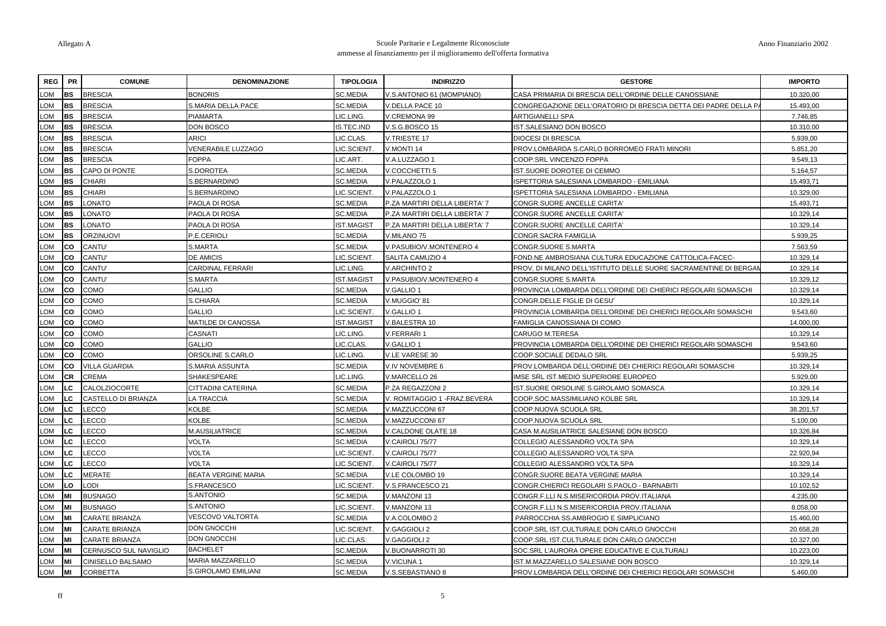| REG | PR | COMUNE | DENOMINAZIONE | TIPOLOGIA | INDIRIZZO | GESTORE | IMPORTO |
|---|---|---|---|---|---|---|---|
| LOM | BS | BRESCIA | BONORIS | SC.MEDIA | V.S.ANTONIO 61 (MOMPIANO) | CASA PRIMARIA DI BRESCIA DELL'ORDINE DELLE CANOSSIANE | 10.320,00 |
| LOM | BS | BRESCIA | S.MARIA DELLA PACE | SC.MEDIA | V.DELLA PACE 10 | CONGREGAZIONE DELL'ORATORIO DI BRESCIA DETTA DEI PADRE DELLA PA | 15.493,00 |
| LOM | BS | BRESCIA | PIAMARTA | LIC.LING. | V.CREMONA 99 | ARTIGIANELLI SPA | 7.746,85 |
| LOM | BS | BRESCIA | DON BOSCO | IS.TEC.IND | V.S.G.BOSCO 15 | IST.SALESIANO DON BOSCO | 10.310,00 |
| LOM | BS | BRESCIA | ARICI | LIC.CLAS. | V.TRIESTE 17 | DIOCESI DI BRESCIA | 5.939,00 |
| LOM | BS | BRESCIA | VENERABILE LUZZAGO | LIC.SCIENT. | V.MONTI 14 | PROV.LOMBARDA S.CARLO BORROMEO FRATI MINORI | 5.851,20 |
| LOM | BS | BRESCIA | FOPPA | LIC.ART. | V.A.LUZZAGO 1 | COOP.SRL VINCENZO FOPPA | 9.549,13 |
| LOM | BS | CAPO DI PONTE | S.DOROTEA | SC.MEDIA | V.COCCHETTI 5 | IST.SUORE DOROTEE DI CEMMO | 5.164,57 |
| LOM | BS | CHIARI | S.BERNARDINO | SC.MEDIA | V.PALAZZOLO 1 | ISPETTORIA SALESIANA LOMBARDO - EMILIANA | 15.493,71 |
| LOM | BS | CHIARI | S.BERNARDINO | LIC.SCIENT. | V.PALAZZOLO 1 | ISPETTORIA SALESIANA LOMBARDO - EMILIANA | 10.329,00 |
| LOM | BS | LONATO | PAOLA DI ROSA | SC.MEDIA | P.ZA MARTIRI DELLA LIBERTA' 7 | CONGR.SUORE ANCELLE CARITA' | 15.493,71 |
| LOM | BS | LONATO | PAOLA DI ROSA | SC.MEDIA | P.ZA MARTIRI DELLA LIBERTA' 7 | CONGR.SUORE ANCELLE CARITA' | 10.329,14 |
| LOM | BS | LONATO | PAOLA DI ROSA | IST.MAGIST | P.ZA MARTIRI DELLA LIBERTA' 7 | CONGR.SUORE ANCELLE CARITA' | 10.329,14 |
| LOM | BS | ORZINUOVI | P.E.CERIOLI | SC.MEDIA | V.MILANO 75 | CONGR.SACRA FAMIGLIA | 5.939,25 |
| LOM | CO | CANTU' | S.MARTA | SC.MEDIA | V.PASUBIO/V.MONTENERO 4 | CONGR.SUORE S.MARTA | 7.563,59 |
| LOM | CO | CANTU' | DE AMICIS | LIC.SCIENT. | SALITA CAMUZIO 4 | FOND.NE AMBROSIANA CULTURA EDUCAZIONE CATTOLICA-FACEC- | 10.329,14 |
| LOM | CO | CANTU' | CARDINAL FERRARI | LIC.LING. | V.ARCHINTO 2 | PROV, DI MILANO DELL'ISTITUTO DELLE SUORE SACRAMENTINE DI BERGAM | 10.329,14 |
| LOM | CO | CANTU' | S.MARTA | IST.MAGIST | V.PASUBIO/V.MONTENERO 4 | CONGR.SUORE S.MARTA | 10.329,12 |
| LOM | CO | COMO | GALLIO | SC.MEDIA | V.GALLIO 1 | PROVINCIA LOMBARDA DELL'ORDINE DEI CHIERICI REGOLARI SOMASCHI | 10.329,14 |
| LOM | CO | COMO | S.CHIARA | SC.MEDIA | V.MUGGIO' 81 | CONGR.DELLE FIGLIE DI GESU' | 10.329,14 |
| LOM | CO | COMO | GALLIO | LIC.SCIENT. | V.GALLIO 1 | PROVINCIA LOMBARDA DELL'ORDINE DEI CHIERICI REGOLARI SOMASCHI | 9.543,60 |
| LOM | CO | COMO | MATILDE DI CANOSSA | IST.MAGIST | V.BALESTRA 10 | FAMIGLIA CANOSSIANA DI COMO | 14.000,00 |
| LOM | CO | COMO | CASNATI | LIC.LING. | V.FERRARI 1 | CARUGO M.TERESA | 10.329,14 |
| LOM | CO | COMO | GALLIO | LIC.CLAS. | V.GALLIO 1 | PROVINCIA LOMBARDA DELL'ORDINE DEI CHIERICI REGOLARI SOMASCHI | 9.543,60 |
| LOM | CO | COMO | ORSOLINE S.CARLO | LIC.LING. | V.LE VARESE 30 | COOP.SOCIALE DEDALO SRL | 5.939,25 |
| LOM | CO | VILLA GUARDIA | S.MARIA ASSUNTA | SC.MEDIA | V.IV NOVEMBRE 6 | PROV.LOMBARDA DELL'ORDINE DEI CHIERICI REGOLARI SOMASCHI | 10.329,14 |
| LOM | CR | CREMA | SHAKESPEARE | LIC.LING. | V.MARCELLO 26 | IMSE SRL IST.MEDIO SUPERIORE EUROPEO | 5.929,00 |
| LOM | LC | CALOLZIOCORTE | CITTADINI CATERINA | SC.MEDIA | P.ZA REGAZZONI 2 | IST.SUORE ORSOLINE S.GIROLAMO SOMASCA | 10.329,14 |
| LOM | LC | CASTELLO DI BRIANZA | LA TRACCIA | SC.MEDIA | V. ROMITAGGIO 1 -FRAZ.BEVERA | COOP.SOC.MASSIMILIANO KOLBE SRL | 10.329,14 |
| LOM | LC | LECCO | KOLBE | SC.MEDIA | V.MAZZUCCONI 67 | COOP.NUOVA SCUOLA SRL | 38.201,57 |
| LOM | LC | LECCO | KOLBE | SC.MEDIA | V.MAZZUCCONI 67 | COOP.NUOVA SCUOLA SRL | 5.100,00 |
| LOM | LC | LECCO | M.AUSILIATRICE | SC.MEDIA | V.CALDONE OLATE 18 | CASA M.AUSILIATRICE SALESIANE DON BOSCO | 10.326,84 |
| LOM | LC | LECCO | VOLTA | SC.MEDIA | V.CAIROLI 75/77 | COLLEGIO ALESSANDRO VOLTA SPA | 10.329,14 |
| LOM | LC | LECCO | VOLTA | LIC.SCIENT. | V.CAIROLI 75/77 | COLLEGIO ALESSANDRO VOLTA SPA | 22.920,94 |
| LOM | LC | LECCO | VOLTA | LIC.SCIENT. | V.CAIROLI 75/77 | COLLEGIO ALESSANDRO VOLTA SPA | 10.329,14 |
| LOM | LC | MERATE | BEATA VERGINE MARIA | SC.MEDIA | V.LE COLOMBO 19 | CONGR.SUORE BEATA VERGINE MARIA | 10.329,14 |
| LOM | LO | LODI | S.FRANCESCO | LIC.SCIENT. | V.S.FRANCESCO 21 | CONGR.CHIERICI REGOLARI S.PAOLO - BARNABITI | 10.102,52 |
| LOM | MI | BUSNAGO | S.ANTONIO | SC.MEDIA | V.MANZONI 13 | CONGR.F.LLI N.S.MISERICORDIA PROV.ITALIANA | 4.235,00 |
| LOM | MI | BUSNAGO | S.ANTONIO | LIC.SCIENT. | V.MANZONI 13 | CONGR.F.LLI N.S.MISERICORDIA PROV.ITALIANA | 8.058,00 |
| LOM | MI | CARATE BRIANZA | VESCOVO VALTORTA | SC.MEDIA | V.A.COLOMBO 2 | PARROCCHIA SS.AMBROGIO E SIMPLICIANO | 15.460,00 |
| LOM | MI | CARATE BRIANZA | DON GNOCCHI | LIC.SCIENT. | V.GAGGIOLI 2 | COOP.SRL IST.CULTURALE DON CARLO GNOCCHI | 20.658,28 |
| LOM | MI | CARATE BRIANZA | DON GNOCCHI | LIC.CLAS. | V.GAGGIOLI 2 | COOP.SRL IST.CULTURALE DON CARLO GNOCCHI | 10.327,00 |
| LOM | MI | CERNUSCO SUL NAVIGLIO | BACHELET | SC.MEDIA | V.BUONARROTI 30 | SOC.SRL L'AURORA OPERE EDUCATIVE E CULTURALI | 10.223,00 |
| LOM | MI | CINISELLO BALSAMO | MARIA MAZZARELLO | SC.MEDIA | V.VICUNA 1 | IST.M.MAZZARELLO SALESIANE DON BOSCO | 10.329,14 |
| LOM | MI | CORBETTA | S.GIROLAMO EMILIANI | SC.MEDIA | V.S.SEBASTIANO 8 | PROV.LOMBARDA DELL'ORDINE DEI CHIERICI REGOLARI SOMASCHI | 5.460,00 |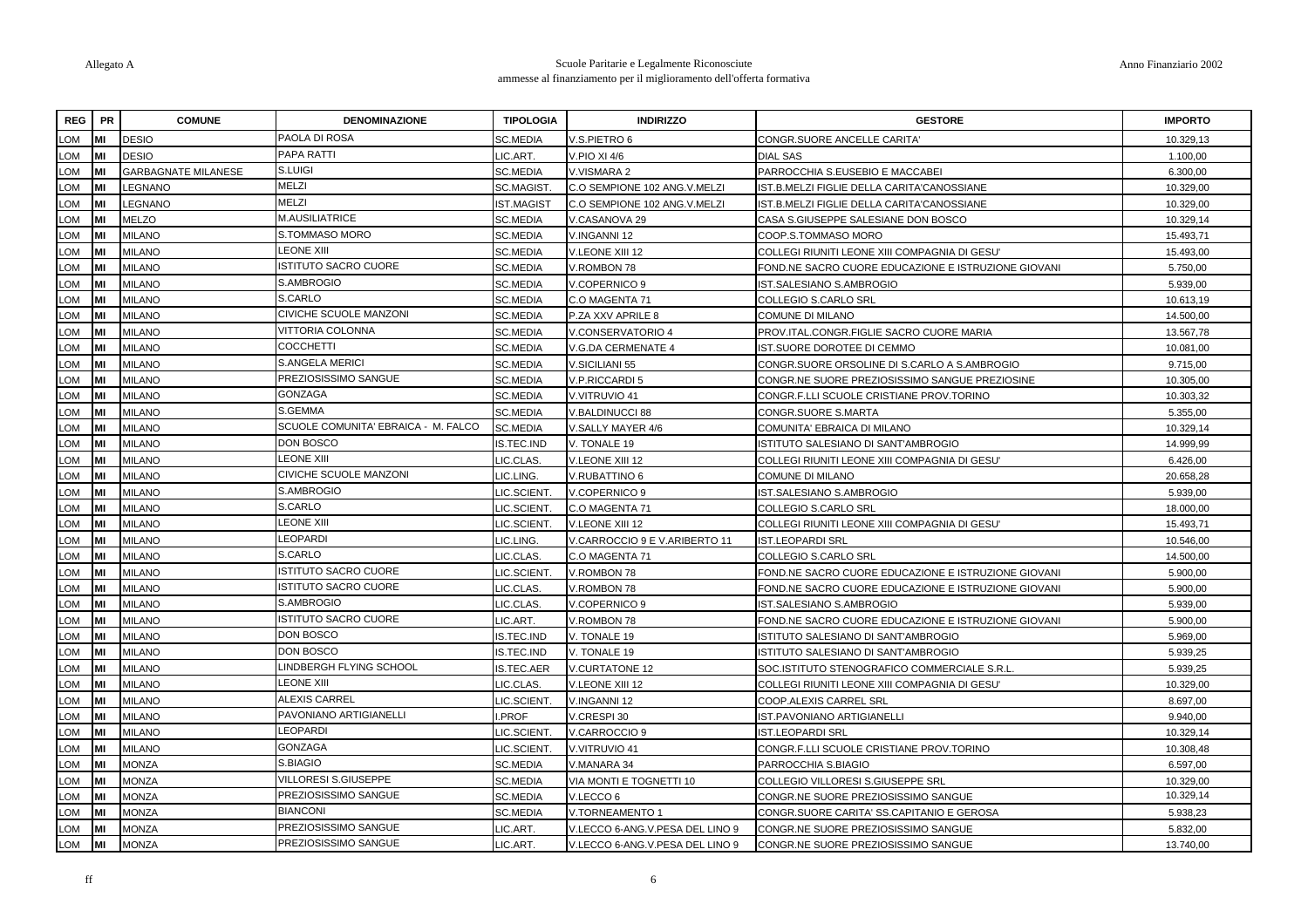| REG | PR | COMUNE | DENOMINAZIONE | TIPOLOGIA | INDIRIZZO | GESTORE | IMPORTO |
|---|---|---|---|---|---|---|---|
| LOM | MI | DESIO | PAOLA DI ROSA | SC.MEDIA | V.S.PIETRO 6 | CONGR.SUORE ANCELLE CARITA' | 10.329,13 |
| LOM | MI | DESIO | PAPA RATTI | LIC.ART. | V.PIO XI 4/6 | DIAL SAS | 1.100,00 |
| LOM | MI | GARBAGNATE MILANESE | S.LUIGI | SC.MEDIA | V.VISMARA 2 | PARROCCHIA S.EUSEBIO E MACCABEI | 6.300,00 |
| LOM | MI | LEGNANO | MELZI | SC.MAGIST. | C.O SEMPIONE 102 ANG.V.MELZI | IST.B.MELZI FIGLIE DELLA CARITA'CANOSSIANE | 10.329,00 |
| LOM | MI | LEGNANO | MELZI | IST.MAGIST | C.O SEMPIONE 102 ANG.V.MELZI | IST.B.MELZI FIGLIE DELLA CARITA'CANOSSIANE | 10.329,00 |
| LOM | MI | MELZO | M.AUSILIATRICE | SC.MEDIA | V.CASANOVA 29 | CASA S.GIUSEPPE SALESIANE DON BOSCO | 10.329,14 |
| LOM | MI | MILANO | S.TOMMASO MORO | SC.MEDIA | V.INGANNI 12 | COOP.S.TOMMASO MORO | 15.493,71 |
| LOM | MI | MILANO | LEONE XIII | SC.MEDIA | V.LEONE XIII 12 | COLLEGI RIUNITI LEONE XIII COMPAGNIA DI GESU' | 15.493,00 |
| LOM | MI | MILANO | ISTITUTO SACRO CUORE | SC.MEDIA | V.ROMBON 78 | FOND.NE SACRO CUORE EDUCAZIONE E ISTRUZIONE GIOVANI | 5.750,00 |
| LOM | MI | MILANO | S.AMBROGIO | SC.MEDIA | V.COPERNICO 9 | IST.SALESIANO S.AMBROGIO | 5.939,00 |
| LOM | MI | MILANO | S.CARLO | SC.MEDIA | C.O MAGENTA 71 | COLLEGIO S.CARLO SRL | 10.613,19 |
| LOM | MI | MILANO | CIVICHE SCUOLE MANZONI | SC.MEDIA | P.ZA XXV APRILE 8 | COMUNE DI MILANO | 14.500,00 |
| LOM | MI | MILANO | VITTORIA COLONNA | SC.MEDIA | V.CONSERVATORIO 4 | PROV.ITAL.CONGR.FIGLIE SACRO CUORE MARIA | 13.567,78 |
| LOM | MI | MILANO | COCCHETTI | SC.MEDIA | V.G.DA CERMENATE 4 | IST.SUORE DOROTEE DI CEMMO | 10.081,00 |
| LOM | MI | MILANO | S.ANGELA MERICI | SC.MEDIA | V.SICILIANI 55 | CONGR.SUORE ORSOLINE DI S.CARLO A S.AMBROGIO | 9.715,00 |
| LOM | MI | MILANO | PREZIOSISSIMO SANGUE | SC.MEDIA | V.P.RICCARDI 5 | CONGR.NE SUORE PREZIOSISSIMO SANGUE PREZIOSINE | 10.305,00 |
| LOM | MI | MILANO | GONZAGA | SC.MEDIA | V.VITRUVIO 41 | CONGR.F.LLI SCUOLE CRISTIANE PROV.TORINO | 10.303,32 |
| LOM | MI | MILANO | S.GEMMA | SC.MEDIA | V.BALDINUCCI 88 | CONGR.SUORE S.MARTA | 5.355,00 |
| LOM | MI | MILANO | SCUOLE COMUNITA' EBRAICA - M. FALCO | SC.MEDIA | V.SALLY MAYER 4/6 | COMUNITA' EBRAICA DI MILANO | 10.329,14 |
| LOM | MI | MILANO | DON BOSCO | IS.TEC.IND | V. TONALE 19 | ISTITUTO SALESIANO DI SANT'AMBROGIO | 14.999,99 |
| LOM | MI | MILANO | LEONE XIII | LIC.CLAS. | V.LEONE XIII 12 | COLLEGI RIUNITI LEONE XIII COMPAGNIA DI GESU' | 6.426,00 |
| LOM | MI | MILANO | CIVICHE SCUOLE MANZONI | LIC.LING. | V.RUBATTINO 6 | COMUNE DI MILANO | 20.658,28 |
| LOM | MI | MILANO | S.AMBROGIO | LIC.SCIENT. | V.COPERNICO 9 | IST.SALESIANO S.AMBROGIO | 5.939,00 |
| LOM | MI | MILANO | S.CARLO | LIC.SCIENT. | C.O MAGENTA 71 | COLLEGIO S.CARLO SRL | 18.000,00 |
| LOM | MI | MILANO | LEONE XIII | LIC.SCIENT. | V.LEONE XIII 12 | COLLEGI RIUNITI LEONE XIII COMPAGNIA DI GESU' | 15.493,71 |
| LOM | MI | MILANO | LEOPARDI | LIC.LING. | V.CARROCCIO 9 E V.ARIBERTO 11 | IST.LEOPARDI SRL | 10.546,00 |
| LOM | MI | MILANO | S.CARLO | LIC.CLAS. | C.O MAGENTA 71 | COLLEGIO S.CARLO SRL | 14.500,00 |
| LOM | MI | MILANO | ISTITUTO SACRO CUORE | LIC.SCIENT. | V.ROMBON 78 | FOND.NE SACRO CUORE EDUCAZIONE E ISTRUZIONE GIOVANI | 5.900,00 |
| LOM | MI | MILANO | ISTITUTO SACRO CUORE | LIC.CLAS. | V.ROMBON 78 | FOND.NE SACRO CUORE EDUCAZIONE E ISTRUZIONE GIOVANI | 5.900,00 |
| LOM | MI | MILANO | S.AMBROGIO | LIC.CLAS. | V.COPERNICO 9 | IST.SALESIANO S.AMBROGIO | 5.939,00 |
| LOM | MI | MILANO | ISTITUTO SACRO CUORE | LIC.ART. | V.ROMBON 78 | FOND.NE SACRO CUORE EDUCAZIONE E ISTRUZIONE GIOVANI | 5.900,00 |
| LOM | MI | MILANO | DON BOSCO | IS.TEC.IND | V. TONALE 19 | ISTITUTO SALESIANO DI SANT'AMBROGIO | 5.969,00 |
| LOM | MI | MILANO | DON BOSCO | IS.TEC.IND | V. TONALE 19 | ISTITUTO SALESIANO DI SANT'AMBROGIO | 5.939,25 |
| LOM | MI | MILANO | LINDBERGH FLYING SCHOOL | IS.TEC.AER | V.CURTATONE 12 | SOC.ISTITUTO STENOGRAFICO COMMERCIALE S.R.L. | 5.939,25 |
| LOM | MI | MILANO | LEONE XIII | LIC.CLAS. | V.LEONE XIII 12 | COLLEGI RIUNITI LEONE XIII COMPAGNIA DI GESU' | 10.329,00 |
| LOM | MI | MILANO | ALEXIS CARREL | LIC.SCIENT. | V.INGANNI 12 | COOP.ALEXIS CARREL SRL | 8.697,00 |
| LOM | MI | MILANO | PAVONIANO ARTIGIANELLI | I.PROF | V.CRESPI 30 | IST.PAVONIANO ARTIGIANELLI | 9.940,00 |
| LOM | MI | MILANO | LEOPARDI | LIC.SCIENT. | V.CARROCCIO 9 | IST.LEOPARDI SRL | 10.329,14 |
| LOM | MI | MILANO | GONZAGA | LIC.SCIENT. | V.VITRUVIO 41 | CONGR.F.LLI SCUOLE CRISTIANE PROV.TORINO | 10.308,48 |
| LOM | MI | MONZA | S.BIAGIO | SC.MEDIA | V.MANARA 34 | PARROCCHIA S.BIAGIO | 6.597,00 |
| LOM | MI | MONZA | VILLORESI S.GIUSEPPE | SC.MEDIA | VIA MONTI E TOGNETTI 10 | COLLEGIO VILLORESI S.GIUSEPPE SRL | 10.329,00 |
| LOM | MI | MONZA | PREZIOSISSIMO SANGUE | SC.MEDIA | V.LECCO 6 | CONGR.NE SUORE PREZIOSISSIMO SANGUE | 10.329,14 |
| LOM | MI | MONZA | BIANCONI | SC.MEDIA | V.TORNEAMENTO 1 | CONGR.SUORE CARITA' SS.CAPITANIO E GEROSA | 5.938,23 |
| LOM | MI | MONZA | PREZIOSISSIMO SANGUE | LIC.ART. | V.LECCO 6-ANG.V.PESA DEL LINO 9 | CONGR.NE SUORE PREZIOSISSIMO SANGUE | 5.832,00 |
| LOM | MI | MONZA | PREZIOSISSIMO SANGUE | LIC.ART. | V.LECCO 6-ANG.V.PESA DEL LINO 9 | CONGR.NE SUORE PREZIOSISSIMO SANGUE | 13.740,00 |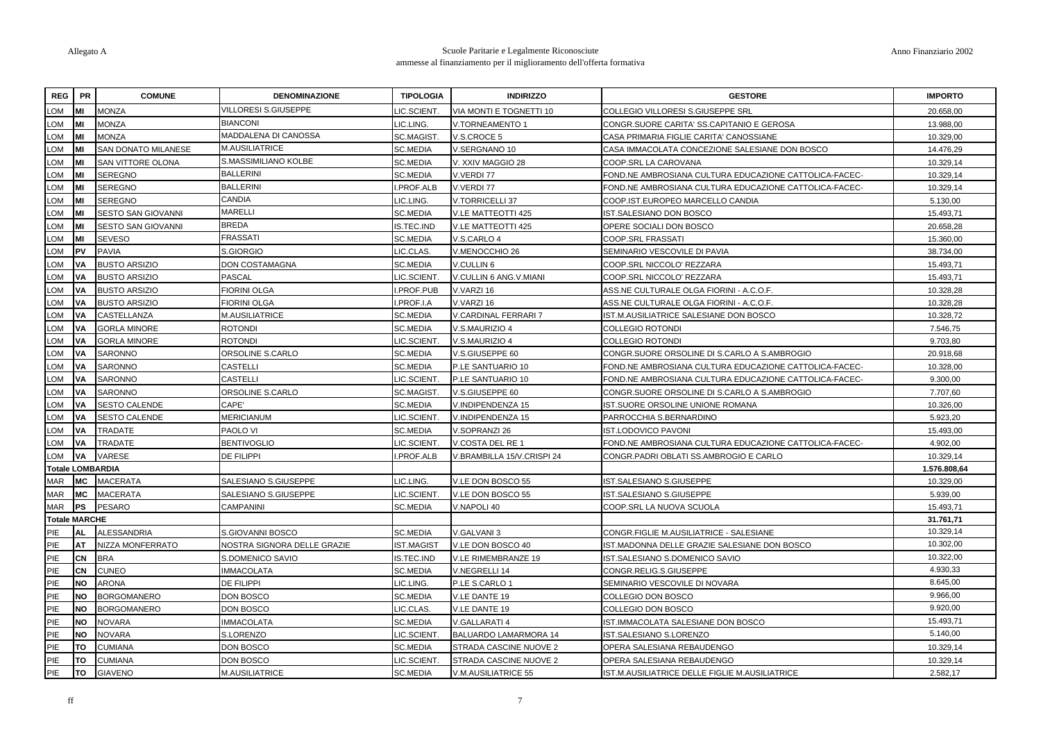Allegato A

Scuole Paritarie e Legalmente Riconosciute
ammesse al finanziamento per il miglioramento dell'offerta formativa

Anno Finanziario 2002

| REG | PR | COMUNE | DENOMINAZIONE | TIPOLOGIA | INDIRIZZO | GESTORE | IMPORTO |
|---|---|---|---|---|---|---|---|
| LOM | MI | MONZA | VILLORESI S.GIUSEPPE | LIC.SCIENT. | VIA MONTI E TOGNETTI 10 | COLLEGIO VILLORESI S.GIUSEPPE SRL | 20.658,00 |
| LOM | MI | MONZA | BIANCONI | LIC.LING. | V.TORNEAMENTO 1 | CONGR.SUORE CARITA' SS.CAPITANIO E GEROSA | 13.988,00 |
| LOM | MI | MONZA | MADDALENA DI CANOSSA | SC.MAGIST. | V.S.CROCE 5 | CASA PRIMARIA FIGLIE CARITA' CANOSSIANE | 10.329,00 |
| LOM | MI | SAN DONATO MILANESE | M.AUSILIATRICE | SC.MEDIA | V.SERGNANO 10 | CASA IMMACOLATA CONCEZIONE SALESIANE DON BOSCO | 14.476,29 |
| LOM | MI | SAN VITTORE OLONA | S.MASSIMILIANO KOLBE | SC.MEDIA | V. XXIV MAGGIO 28 | COOP.SRL LA CAROVANA | 10.329,14 |
| LOM | MI | SEREGNO | BALLERINI | SC.MEDIA | V.VERDI 77 | FOND.NE AMBROSIANA CULTURA EDUCAZIONE CATTOLICA-FACEC- | 10.329,14 |
| LOM | MI | SEREGNO | BALLERINI | I.PROF.ALB | V.VERDI 77 | FOND.NE AMBROSIANA CULTURA EDUCAZIONE CATTOLICA-FACEC- | 10.329,14 |
| LOM | MI | SEREGNO | CANDIA | LIC.LING. | V.TORRICELLI 37 | COOP.IST.EUROPEO MARCELLO CANDIA | 5.130,00 |
| LOM | MI | SESTO SAN GIOVANNI | MARELLI | SC.MEDIA | V.LE MATTEOTTI 425 | IST.SALESIANO DON BOSCO | 15.493,71 |
| LOM | MI | SESTO SAN GIOVANNI | BREDA | IS.TEC.IND | V.LE MATTEOTTI 425 | OPERE SOCIALI DON BOSCO | 20.658,28 |
| LOM | MI | SEVESO | FRASSATI | SC.MEDIA | V.S.CARLO 4 | COOP.SRL FRASSATI | 15.360,00 |
| LOM | PV | PAVIA | S.GIORGIO | LIC.CLAS. | V.MENOCCHIO 26 | SEMINARIO VESCOVILE DI PAVIA | 38.734,00 |
| LOM | VA | BUSTO ARSIZIO | DON COSTAMAGNA | SC.MEDIA | V.CULLIN 6 | COOP.SRL NICCOLO' REZZARA | 15.493,71 |
| LOM | VA | BUSTO ARSIZIO | PASCAL | LIC.SCIENT. | V.CULLIN 6 ANG.V.MIANI | COOP.SRL NICCOLO' REZZARA | 15.493,71 |
| LOM | VA | BUSTO ARSIZIO | FIORINI OLGA | I.PROF.PUB | V.VARZI 16 | ASS.NE CULTURALE OLGA FIORINI - A.C.O.F. | 10.328,28 |
| LOM | VA | BUSTO ARSIZIO | FIORINI OLGA | I.PROF.I.A | V.VARZI 16 | ASS.NE CULTURALE OLGA FIORINI - A.C.O.F. | 10.328,28 |
| LOM | VA | CASTELLANZA | M.AUSILIATRICE | SC.MEDIA | V.CARDINAL FERRARI 7 | IST.M.AUSILIATRICE SALESIANE DON BOSCO | 10.328,72 |
| LOM | VA | GORLA MINORE | ROTONDI | SC.MEDIA | V.S.MAURIZIO 4 | COLLEGIO ROTONDI | 7.546,75 |
| LOM | VA | GORLA MINORE | ROTONDI | LIC.SCIENT. | V.S.MAURIZIO 4 | COLLEGIO ROTONDI | 9.703,80 |
| LOM | VA | SARONNO | ORSOLINE S.CARLO | SC.MEDIA | V.S.GIUSEPPE 60 | CONGR.SUORE ORSOLINE DI S.CARLO A S.AMBROGIO | 20.918,68 |
| LOM | VA | SARONNO | CASTELLI | SC.MEDIA | P.LE SANTUARIO 10 | FOND.NE AMBROSIANA CULTURA EDUCAZIONE CATTOLICA-FACEC- | 10.328,00 |
| LOM | VA | SARONNO | CASTELLI | LIC.SCIENT. | P.LE SANTUARIO 10 | FOND.NE AMBROSIANA CULTURA EDUCAZIONE CATTOLICA-FACEC- | 9.300,00 |
| LOM | VA | SARONNO | ORSOLINE S.CARLO | SC.MAGIST. | V.S.GIUSEPPE 60 | CONGR.SUORE ORSOLINE DI S.CARLO A S.AMBROGIO | 7.707,60 |
| LOM | VA | SESTO CALENDE | CAPE' | SC.MEDIA | V.INDIPENDENZA 15 | IST.SUORE ORSOLINE UNIONE ROMANA | 10.326,00 |
| LOM | VA | SESTO CALENDE | MERICIANUM | LIC.SCIENT. | V.INDIPENDENZA 15 | PARROCCHIA S.BERNARDINO | 5.923,20 |
| LOM | VA | TRADATE | PAOLO VI | SC.MEDIA | V.SOPRANZI 26 | IST.LODOVICO PAVONI | 15.493,00 |
| LOM | VA | TRADATE | BENTIVOGLIO | LIC.SCIENT. | V.COSTA DEL RE 1 | FOND.NE AMBROSIANA CULTURA EDUCAZIONE CATTOLICA-FACEC- | 4.902,00 |
| LOM | VA | VARESE | DE FILIPPI | I.PROF.ALB | V.BRAMBILLA 15/V.CRISPI 24 | CONGR.PADRI OBLATI SS.AMBROGIO E CARLO | 10.329,14 |
| **Totale LOMBARDIA** | | | | | | | **1.576.808,64** |
| MAR | MC | MACERATA | SALESIANO S.GIUSEPPE | LIC.LING. | V.LE DON BOSCO 55 | IST.SALESIANO S.GIUSEPPE | 10.329,00 |
| MAR | MC | MACERATA | SALESIANO S.GIUSEPPE | LIC.SCIENT. | V.LE DON BOSCO 55 | IST.SALESIANO S.GIUSEPPE | 5.939,00 |
| MAR | PS | PESARO | CAMPANINI | SC.MEDIA | V.NAPOLI 40 | COOP.SRL LA NUOVA SCUOLA | 15.493,71 |
| **Totale MARCHE** | | | | | | | **31.761,71** |
| PIE | AL | ALESSANDRIA | S.GIOVANNI BOSCO | SC.MEDIA | V.GALVANI 3 | CONGR.FIGLIE M.AUSILIATRICE - SALESIANE | 10.329,14 |
| PIE | AT | NIZZA MONFERRATO | NOSTRA SIGNORA DELLE GRAZIE | IST.MAGIST | V.LE DON BOSCO 40 | IST.MADONNA DELLE GRAZIE SALESIANE DON BOSCO | 10.302,00 |
| PIE | CN | BRA | S.DOMENICO SAVIO | IS.TEC.IND | V.LE RIMEMBRANZE 19 | IST.SALESIANO S.DOMENICO SAVIO | 10.322,00 |
| PIE | CN | CUNEO | IMMACOLATA | SC.MEDIA | V.NEGRELLI 14 | CONGR.RELIG.S.GIUSEPPE | 4.930,33 |
| PIE | NO | ARONA | DE FILIPPI | LIC.LING. | P.LE S.CARLO 1 | SEMINARIO VESCOVILE DI NOVARA | 8.645,00 |
| PIE | NO | BORGOMANERO | DON BOSCO | SC.MEDIA | V.LE DANTE 19 | COLLEGIO DON BOSCO | 9.966,00 |
| PIE | NO | BORGOMANERO | DON BOSCO | LIC.CLAS. | V.LE DANTE 19 | COLLEGIO DON BOSCO | 9.920,00 |
| PIE | NO | NOVARA | IMMACOLATA | SC.MEDIA | V.GALLARATI 4 | IST.IMMACOLATA SALESIANE DON BOSCO | 15.493,71 |
| PIE | NO | NOVARA | S.LORENZO | LIC.SCIENT. | BALUARDO LAMARMORA 14 | IST.SALESIANO S.LORENZO | 5.140,00 |
| PIE | TO | CUMIANA | DON BOSCO | SC.MEDIA | STRADA CASCINE NUOVE 2 | OPERA SALESIANA REBAUDENGO | 10.329,14 |
| PIE | TO | CUMIANA | DON BOSCO | LIC.SCIENT. | STRADA CASCINE NUOVE 2 | OPERA SALESIANA REBAUDENGO | 10.329,14 |
| PIE | TO | GIAVENO | M.AUSILIATRICE | SC.MEDIA | V.M.AUSILIATRICE 55 | IST.M.AUSILIATRICE DELLE FIGLIE M.AUSILIATRICE | 2.582,17 |

ff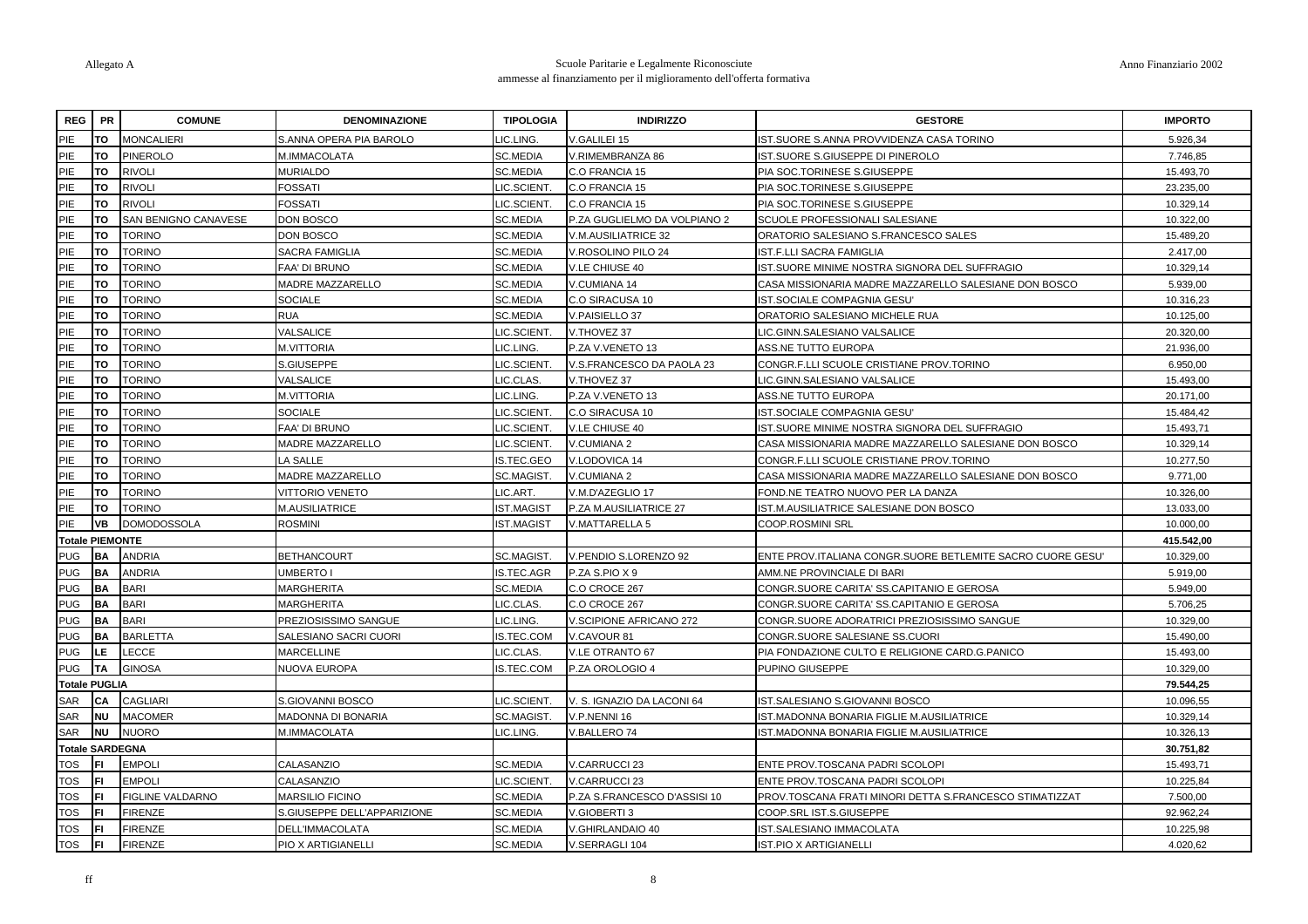Allegato A

Scuole Paritarie e Legalmente Riconosciute
ammesse al finanziamento per il miglioramento dell'offerta formativa

Anno Finanziario 2002

| REG | PR | COMUNE | DENOMINAZIONE | TIPOLOGIA | INDIRIZZO | GESTORE | IMPORTO |
|---|---|---|---|---|---|---|---|
| PIE | TO | MONCALIERI | S.ANNA OPERA PIA BAROLO | LIC.LING. | V.GALILEI 15 | IST.SUORE S.ANNA PROVVIDENZA CASA TORINO | 5.926,34 |
| PIE | TO | PINEROLO | M.IMMACOLATA | SC.MEDIA | V.RIMEMBRANZA 86 | IST.SUORE S.GIUSEPPE DI PINEROLO | 7.746,85 |
| PIE | TO | RIVOLI | MURIALDO | SC.MEDIA | C.O FRANCIA 15 | PIA SOC.TORINESE S.GIUSEPPE | 15.493,70 |
| PIE | TO | RIVOLI | FOSSATI | LIC.SCIENT. | C.O FRANCIA 15 | PIA SOC.TORINESE S.GIUSEPPE | 23.235,00 |
| PIE | TO | RIVOLI | FOSSATI | LIC.SCIENT. | C.O FRANCIA 15 | PIA SOC.TORINESE S.GIUSEPPE | 10.329,14 |
| PIE | TO | SAN BENIGNO CANAVESE | DON BOSCO | SC.MEDIA | P.ZA GUGLIELMO DA VOLPIANO 2 | SCUOLE PROFESSIONALI SALESIANE | 10.322,00 |
| PIE | TO | TORINO | DON BOSCO | SC.MEDIA | V.M.AUSILIATRICE 32 | ORATORIO SALESIANO S.FRANCESCO SALES | 15.489,20 |
| PIE | TO | TORINO | SACRA FAMIGLIA | SC.MEDIA | V.ROSOLINO PILO 24 | IST.F.LLI SACRA FAMIGLIA | 2.417,00 |
| PIE | TO | TORINO | FAA' DI BRUNO | SC.MEDIA | V.LE CHIUSE 40 | IST.SUORE MINIME NOSTRA SIGNORA DEL SUFFRAGIO | 10.329,14 |
| PIE | TO | TORINO | MADRE MAZZARELLO | SC.MEDIA | V.CUMIANA 14 | CASA MISSIONARIA MADRE MAZZARELLO SALESIANE DON BOSCO | 5.939,00 |
| PIE | TO | TORINO | SOCIALE | SC.MEDIA | C.O SIRACUSA 10 | IST.SOCIALE COMPAGNIA GESU' | 10.316,23 |
| PIE | TO | TORINO | RUA | SC.MEDIA | V.PAISIELLO 37 | ORATORIO SALESIANO MICHELE RUA | 10.125,00 |
| PIE | TO | TORINO | VALSALICE | LIC.SCIENT. | V.THOVEZ 37 | LIC.GINN.SALESIANO VALSALICE | 20.320,00 |
| PIE | TO | TORINO | M.VITTORIA | LIC.LING. | P.ZA V.VENETO 13 | ASS.NE TUTTO EUROPA | 21.936,00 |
| PIE | TO | TORINO | S.GIUSEPPE | LIC.SCIENT. | V.S.FRANCESCO DA PAOLA 23 | CONGR.F.LLI SCUOLE CRISTIANE PROV.TORINO | 6.950,00 |
| PIE | TO | TORINO | VALSALICE | LIC.CLAS. | V.THOVEZ 37 | LIC.GINN.SALESIANO VALSALICE | 15.493,00 |
| PIE | TO | TORINO | M.VITTORIA | LIC.LING. | P.ZA V.VENETO 13 | ASS.NE TUTTO EUROPA | 20.171,00 |
| PIE | TO | TORINO | SOCIALE | LIC.SCIENT. | C.O SIRACUSA 10 | IST.SOCIALE COMPAGNIA GESU' | 15.484,42 |
| PIE | TO | TORINO | FAA' DI BRUNO | LIC.SCIENT. | V.LE CHIUSE 40 | IST.SUORE MINIME NOSTRA SIGNORA DEL SUFFRAGIO | 15.493,71 |
| PIE | TO | TORINO | MADRE MAZZARELLO | LIC.SCIENT. | V.CUMIANA 2 | CASA MISSIONARIA MADRE MAZZARELLO SALESIANE DON BOSCO | 10.329,14 |
| PIE | TO | TORINO | LA SALLE | IS.TEC.GEO | V.LODOVICA 14 | CONGR.F.LLI SCUOLE CRISTIANE PROV.TORINO | 10.277,50 |
| PIE | TO | TORINO | MADRE MAZZARELLO | SC.MAGIST. | V.CUMIANA 2 | CASA MISSIONARIA MADRE MAZZARELLO SALESIANE DON BOSCO | 9.771,00 |
| PIE | TO | TORINO | VITTORIO VENETO | LIC.ART. | V.M.D'AZEGLIO 17 | FOND.NE TEATRO NUOVO PER LA DANZA | 10.326,00 |
| PIE | TO | TORINO | M.AUSILIATRICE | IST.MAGIST | P.ZA M.AUSILIATRICE 27 | IST.M.AUSILIATRICE SALESIANE DON BOSCO | 13.033,00 |
| PIE | VB | DOMODOSSOLA | ROSMINI | IST.MAGIST | V.MATTARELLA 5 | COOP.ROSMINI SRL | 10.000,00 |
| **Totale PIEMONTE** | | | | | | | **415.542,00** |
| PUG | BA | ANDRIA | BETHANCOURT | SC.MAGIST. | V.PENDIO S.LORENZO 92 | ENTE PROV.ITALIANA CONGR.SUORE BETLEMITE SACRO CUORE GESU' | 10.329,00 |
| PUG | BA | ANDRIA | UMBERTO I | IS.TEC.AGR | P.ZA S.PIO X 9 | AMM.NE PROVINCIALE DI BARI | 5.919,00 |
| PUG | BA | BARI | MARGHERITA | SC.MEDIA | C.O CROCE 267 | CONGR.SUORE CARITA' SS.CAPITANIO E GEROSA | 5.949,00 |
| PUG | BA | BARI | MARGHERITA | LIC.CLAS. | C.O CROCE 267 | CONGR.SUORE CARITA' SS.CAPITANIO E GEROSA | 5.706,25 |
| PUG | BA | BARI | PREZIOSISSIMO SANGUE | LIC.LING. | V.SCIPIONE AFRICANO 272 | CONGR.SUORE ADORATRICI PREZIOSISSIMO SANGUE | 10.329,00 |
| PUG | BA | BARLETTA | SALESIANO SACRI CUORI | IS.TEC.COM | V.CAVOUR 81 | CONGR.SUORE SALESIANE SS.CUORI | 15.490,00 |
| PUG | LE | LECCE | MARCELLINE | LIC.CLAS. | V.LE OTRANTO 67 | PIA FONDAZIONE CULTO E RELIGIONE CARD.G.PANICO | 15.493,00 |
| PUG | TA | GINOSA | NUOVA EUROPA | IS.TEC.COM | P.ZA OROLOGIO 4 | PUPINO GIUSEPPE | 10.329,00 |
| **Totale PUGLIA** | | | | | | | **79.544,25** |
| SAR | CA | CAGLIARI | S.GIOVANNI BOSCO | LIC.SCIENT. | V. S. IGNAZIO DA LACONI 64 | IST.SALESIANO S.GIOVANNI BOSCO | 10.096,55 |
| SAR | NU | MACOMER | MADONNA DI BONARIA | SC.MAGIST. | V.P.NENNI 16 | IST.MADONNA BONARIA FIGLIE M.AUSILIATRICE | 10.329,14 |
| SAR | NU | NUORO | M.IMMACOLATA | LIC.LING. | V.BALLERO 74 | IST.MADONNA BONARIA FIGLIE M.AUSILIATRICE | 10.326,13 |
| **Totale SARDEGNA** | | | | | | | **30.751,82** |
| TOS | FI | EMPOLI | CALASANZIO | SC.MEDIA | V.CARRUCCI 23 | ENTE PROV.TOSCANA PADRI SCOLOPI | 15.493,71 |
| TOS | FI | EMPOLI | CALASANZIO | LIC.SCIENT. | V.CARRUCCI 23 | ENTE PROV.TOSCANA PADRI SCOLOPI | 10.225,84 |
| TOS | FI | FIGLINE VALDARNO | MARSILIO FICINO | SC.MEDIA | P.ZA S.FRANCESCO D'ASSISI 10 | PROV.TOSCANA FRATI MINORI DETTA S.FRANCESCO STIMATIZZAT | 7.500,00 |
| TOS | FI | FIRENZE | S.GIUSEPPE DELL'APPARIZIONE | SC.MEDIA | V.GIOBERTI 3 | COOP.SRL IST.S.GIUSEPPE | 92.962,24 |
| TOS | FI | FIRENZE | DELL'IMMACOLATA | SC.MEDIA | V.GHIRLANDAIO 40 | IST.SALESIANO IMMACOLATA | 10.225,98 |
| TOS | FI | FIRENZE | PIO X ARTIGIANELLI | SC.MEDIA | V.SERRAGLI 104 | IST.PIO X ARTIGIANELLI | 4.020,62 |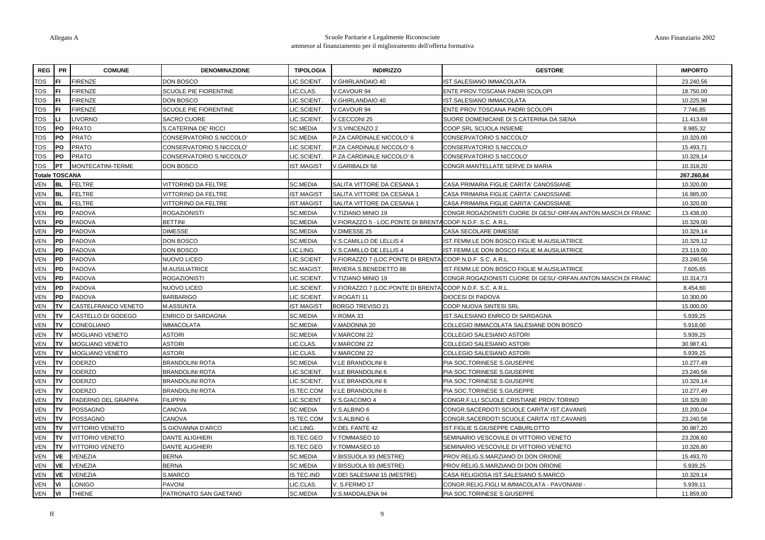| REG | PR | COMUNE | DENOMINAZIONE | TIPOLOGIA | INDIRIZZO | GESTORE | IMPORTO |
|---|---|---|---|---|---|---|---|
| TOS | FI | FIRENZE | DON BOSCO | LIC.SCIENT. | V.GHIRLANDAIO 40 | IST.SALESIANO IMMACOLATA | 23.240,56 |
| TOS | FI | FIRENZE | SCUOLE PIE FIORENTINE | LIC.CLAS. | V.CAVOUR 94 | ENTE PROV.TOSCANA PADRI SCOLOPI | 18.750,00 |
| TOS | FI | FIRENZE | DON BOSCO | LIC.SCIENT. | V.GHIRLANDAIO 40 | IST.SALESIANO IMMACOLATA | 10.225,98 |
| TOS | FI | FIRENZE | SCUOLE PIE FIORENTINE | LIC.SCIENT. | V.CAVOUR 94 | ENTE PROV.TOSCANA PADRI SCOLOPI | 7.746,85 |
| TOS | LI | LIVORNO | SACRO CUORE | LIC.SCIENT. | V.CECCONI 25 | SUORE DOMENICANE DI S.CATERINA DA SIENA | 11.413,69 |
| TOS | PO | PRATO | S.CATERINA DE' RICCI | SC.MEDIA | V.S.VINCENZO 2 | COOP.SRL SCUOLA INSIEME | 8.985,32 |
| TOS | PO | PRATO | CONSERVATORIO S.NICCOLO' | SC.MEDIA | P.ZA CARDINALE NICCOLO' 6 | CONSERVATORIO S.NICCOLO' | 10.329,00 |
| TOS | PO | PRATO | CONSERVATORIO S.NICCOLO' | LIC.SCIENT. | P.ZA CARDINALE NICCOLO' 6 | CONSERVATORIO S.NICCOLO' | 15.493,71 |
| TOS | PO | PRATO | CONSERVATORIO S.NICCOLO' | LIC.SCIENT. | P.ZA CARDINALE NICCOLO' 6 | CONSERVATORIO S.NICCOLO' | 10.329,14 |
| TOS | PT | MONTECATINI-TERME | DON BOSCO | IST.MAGIST | V.GARIBALDI 58 | CONGR.MANTELLATE SERVE DI MARIA | 10.318,20 |
| **Totale TOSCANA** | | | | | | | **267.260,84** |
| VEN | BL | FELTRE | VITTORINO DA FELTRE | SC.MEDIA | SALITA VITTORE DA CESANA 1 | CASA PRIMARIA FIGLIE CARITA' CANOSSIANE | 10.320,00 |
| VEN | BL | FELTRE | VITTORINO DA FELTRE | IST.MAGIST | SALITA VITTORE DA CESANA 1 | CASA PRIMARIA FIGLIE CARITA' CANOSSIANE | 16.985,00 |
| VEN | BL | FELTRE | VITTORINO DA FELTRE | IST.MAGIST | SALITA VITTORE DA CESANA 1 | CASA PRIMARIA FIGLIE CARITA' CANOSSIANE | 10.320,00 |
| VEN | PD | PADOVA | ROGAZIONISTI | SC.MEDIA | V.TIZIANO MINIO 19 | CONGR.ROGAZIONISTI CUORE DI GESU'-ORFAN.ANTON.MASCH.DI FRANC | 13.438,00 |
| VEN | PD | PADOVA | BETTINI | SC.MEDIA | V.FIORAZZO 5 - LOC.PONTE DI BRENTA | COOP.N.D.F. S.C. A R.L. | 10.329,00 |
| VEN | PD | PADOVA | DIMESSE | SC.MEDIA | V.DIMESSE 25 | CASA SECOLARE DIMESSE | 10.329,14 |
| VEN | PD | PADOVA | DON BOSCO | SC.MEDIA | V.S.CAMILLO DE LELLIS 4 | IST.FEMM.LE DON BOSCO FIGLIE M.AUSILIATRICE | 10.329,12 |
| VEN | PD | PADOVA | DON BOSCO | LIC.LING. | V.S.CAMILLO DE LELLIS 4 | IST.FEMM.LE DON BOSCO FIGLIE M.AUSILIATRICE | 23.119,00 |
| VEN | PD | PADOVA | NUOVO LICEO | LIC.SCIENT. | V.FIORAZZO 7 (LOC.PONTE DI BRENTA | COOP.N.D.F. S.C. A R.L. | 23.240,56 |
| VEN | PD | PADOVA | M.AUSILIATRICE | SC.MAGIST. | RIVIERA S.BENEDETTO 88 | IST.FEMM.LE DON BOSCO FIGLIE M.AUSILIATRICE | 7.605,65 |
| VEN | PD | PADOVA | ROGAZIONISTI | LIC.SCIENT. | V.TIZIANO MINIO 19 | CONGR.ROGAZIONISTI CUORE DI GESU'-ORFAN.ANTON.MASCH.DI FRANC | 10.314,73 |
| VEN | PD | PADOVA | NUOVO LICEO | LIC.SCIENT. | V.FIORAZZO 7 (LOC.PONTE DI BRENTA | COOP.N.D.F. S.C. A R.L. | 8.454,60 |
| VEN | PD | PADOVA | BARBARIGO | LIC.SCIENT. | V.ROGATI 11 | DIOCESI DI PADOVA | 10.300,00 |
| VEN | TV | CASTELFRANCO VENETO | M.ASSUNTA | IST.MAGIST | BORGO TREVISO 21 | COOP.NUOVA SINTESI SRL | 15.000,00 |
| VEN | TV | CASTELLO DI GODEGO | ENRICO DI SARDAGNA | SC.MEDIA | V.ROMA 33 | IST.SALESIANO ENRICO DI SARDAGNA | 5.939,25 |
| VEN | TV | CONEGLIANO | IMMACOLATA | SC.MEDIA | V.MADONNA 20 | COLLEGIO IMMACOLATA SALESIANE DON BOSCO | 5.918,00 |
| VEN | TV | MOGLIANO VENETO | ASTORI | SC.MEDIA | V.MARCONI 22 | COLLEGIO SALESIANO ASTORI | 5.939,25 |
| VEN | TV | MOGLIANO VENETO | ASTORI | LIC.CLAS. | V.MARCONI 22 | COLLEGIO SALESIANO ASTORI | 30.987,41 |
| VEN | TV | MOGLIANO VENETO | ASTORI | LIC.CLAS. | V.MARCONI 22 | COLLEGIO SALESIANO ASTORI | 5.939,25 |
| VEN | TV | ODERZO | BRANDOLINI ROTA | SC.MEDIA | V.LE BRANDOLINI 6 | PIA SOC.TORINESE S.GIUSEPPE | 10.277,49 |
| VEN | TV | ODERZO | BRANDOLINI ROTA | LIC.SCIENT. | V.LE BRANDOLINI 6 | PIA SOC.TORINESE S.GIUSEPPE | 23.240,56 |
| VEN | TV | ODERZO | BRANDOLINI ROTA | LIC.SCIENT. | V.LE BRANDOLINI 6 | PIA SOC.TORINESE S.GIUSEPPE | 10.329,14 |
| VEN | TV | ODERZO | BRANDOLINI ROTA | IS.TEC.COM | V.LE BRANDOLINI 6 | PIA SOC.TORINESE S.GIUSEPPE | 10.277,49 |
| VEN | TV | PADERNO DEL GRAPPA | FILIPPIN | LIC.SCIENT. | V.S.GIACOMO 4 | CONGR.F.LLI SCUOLE CRISTIANE PROV.TORINO | 10.329,00 |
| VEN | TV | POSSAGNO | CANOVA | SC.MEDIA | V.S.ALBINO 6 | CONGR.SACERDOTI SCUOLE CARITA' IST.CAVANIS | 10.200,04 |
| VEN | TV | POSSAGNO | CANOVA | IS.TEC.COM | V.S.ALBINO 6 | CONGR.SACERDOTI SCUOLE CARITA' IST.CAVANIS | 23.240,56 |
| VEN | TV | VITTORIO VENETO | S.GIOVANNA D'ARCO | LIC.LING. | V.DEL FANTE 42 | IST.FIGLIE S.GIUSEPPE CABURLOTTO | 30.987,20 |
| VEN | TV | VITTORIO VENETO | DANTE ALIGHIERI | IS.TEC.GEO | V.TOMMASEO 10 | SEMINARIO VESCOVILE DI VITTORIO VENETO | 23.208,60 |
| VEN | TV | VITTORIO VENETO | DANTE ALIGHIERI | IS.TEC.GEO | V.TOMMASEO 10 | SEMINARIO VESCOVILE DI VITTORIO VENETO | 10.326,80 |
| VEN | VE | VENEZIA | BERNA | SC.MEDIA | V.BISSUOLA 93 (MESTRE) | PROV.RELIG.S.MARZIANO DI DON ORIONE | 15.493,70 |
| VEN | VE | VENEZIA | BERNA | SC.MEDIA | V.BISSUOLA 93 (MESTRE) | PROV.RELIG.S.MARZIANO DI DON ORIONE | 5.939,25 |
| VEN | VE | VENEZIA | S.MARCO | IS.TEC.IND | V.DEI SALESIANI 15 (MESTRE) | CASA RELIGIOSA IST.SALESIANO S.MARCO | 10.329,14 |
| VEN | VI | LONIGO | PAVONI | LIC.CLAS. | V. S.FERMO 17 | CONGR.RELIG.FIGLI M.IMMACOLATA - PAVONIANI - | 5.939,11 |
| VEN | VI | THIENE | PATRONATO SAN GAETANO | SC.MEDIA | V.S.MADDALENA 94 | PIA SOC.TORINESE S.GIUSEPPE | 11.859,00 |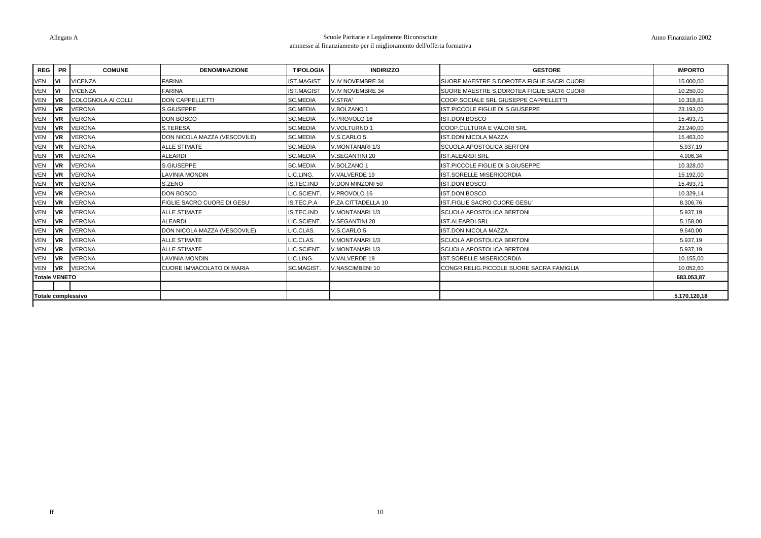Allegato A

Scuole Paritarie e Legalmente Riconosciute
ammesse al finanziamento per il miglioramento dell'offerta formativa

Anno Finanziario 2002

| REG | PR | COMUNE | DENOMINAZIONE | TIPOLOGIA | INDIRIZZO | GESTORE | IMPORTO |
|---|---|---|---|---|---|---|---|
| VEN | VI | VICENZA | FARINA | IST.MAGIST | V.IV NOVEMBRE 34 | SUORE MAESTRE S.DOROTEA FIGLIE SACRI CUORI | 15.000,00 |
| VEN | VI | VICENZA | FARINA | IST.MAGIST | V.IV NOVEMBRE 34 | SUORE MAESTRE S.DOROTEA FIGLIE SACRI CUORI | 10.250,00 |
| VEN | VR | COLOGNOLA AI COLLI | DON CAPPELLETTI | SC.MEDIA | V.STRA' | COOP.SOCIALE SRL GIUSEPPE CAPPELLETTI | 10.318,81 |
| VEN | VR | VERONA | S.GIUSEPPE | SC.MEDIA | V.BOLZANO 1 | IST.PICCOLE FIGLIE DI S.GIUSEPPE | 23.193,00 |
| VEN | VR | VERONA | DON BOSCO | SC.MEDIA | V.PROVOLO 16 | IST.DON BOSCO | 15.493,71 |
| VEN | VR | VERONA | S.TERESA | SC.MEDIA | V.VOLTURNO 1 | COOP.CULTURA E VALORI SRL | 23.240,00 |
| VEN | VR | VERONA | DON NICOLA MAZZA (VESCOVILE) | SC.MEDIA | V.S.CARLO 5 | IST.DON NICOLA MAZZA | 15.463,00 |
| VEN | VR | VERONA | ALLE STIMATE | SC.MEDIA | V.MONTANARI 1/3 | SCUOLA APOSTOLICA BERTONI | 5.937,19 |
| VEN | VR | VERONA | ALEARDI | SC.MEDIA | V.SEGANTINI 20 | IST.ALEARDI SRL | 4.906,34 |
| VEN | VR | VERONA | S.GIUSEPPE | SC.MEDIA | V.BOLZANO 1 | IST.PICCOLE FIGLIE DI S.GIUSEPPE | 10.328,00 |
| VEN | VR | VERONA | LAVINIA MONDIN | LIC.LING. | V.VALVERDE 19 | IST.SORELLE MISERICORDIA | 15.192,00 |
| VEN | VR | VERONA | S.ZENO | IS.TEC.IND | V.DON MINZONI 50 | IST.DON BOSCO | 15.493,71 |
| VEN | VR | VERONA | DON BOSCO | LIC.SCIENT. | V.PROVOLO 16 | IST.DON BOSCO | 10.329,14 |
| VEN | VR | VERONA | FIGLIE SACRO CUORE DI GESU' | IS.TEC.P.A | P.ZA CITTADELLA 10 | IST.FIGLIE SACRO CUORE GESU' | 8.306,76 |
| VEN | VR | VERONA | ALLE STIMATE | IS.TEC.IND | V.MONTANARI 1/3 | SCUOLA APOSTOLICA BERTONI | 5.937,19 |
| VEN | VR | VERONA | ALEARDI | LIC.SCIENT. | V.SEGANTINI 20 | IST.ALEARDI SRL | 5.158,00 |
| VEN | VR | VERONA | DON NICOLA MAZZA (VESCOVILE) | LIC.CLAS. | V.S.CARLO 5 | IST.DON NICOLA MAZZA | 9.640,00 |
| VEN | VR | VERONA | ALLE STIMATE | LIC.CLAS. | V.MONTANARI 1/3 | SCUOLA APOSTOLICA BERTONI | 5.937,19 |
| VEN | VR | VERONA | ALLE STIMATE | LIC.SCIENT. | V.MONTANARI 1/3 | SCUOLA APOSTOLICA BERTONI | 5.937,19 |
| VEN | VR | VERONA | LAVINIA MONDIN | LIC.LING. | V.VALVERDE 19 | IST.SORELLE MISERICORDIA | 10.155,00 |
| VEN | VR | VERONA | CUORE IMMACOLATO DI MARIA | SC.MAGIST. | V.NASCIMBENI 10 | CONGR.RELIG.PICCOLE SUORE SACRA FAMIGLIA | 10.052,60 |
| **Totale VENETO** | | | | | | | **683.053,87** |
| | | | | | | | |
| **Totale complessivo** | | | | | | | **5.170.120,18** |

ff